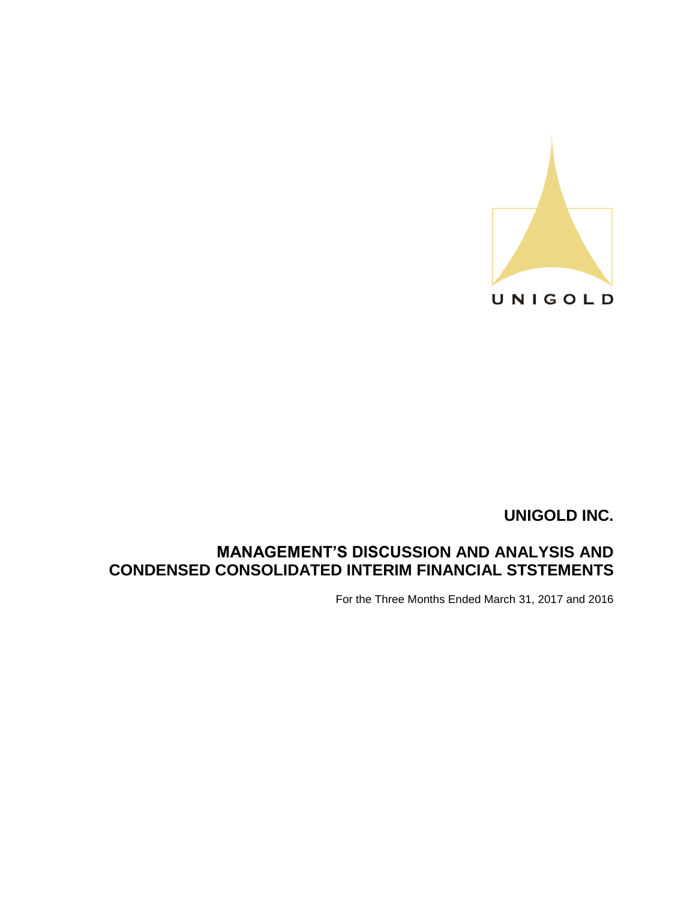UNIGOLD

# UNIGOLD INC.

## MANAGEMENT'S DISCUSSION AND ANALYSIS AND CONDENSED CONSOLIDATED INTERIM FINANCIAL STSTEMENTS

For the Three Months Ended March 31, 2017 and 2016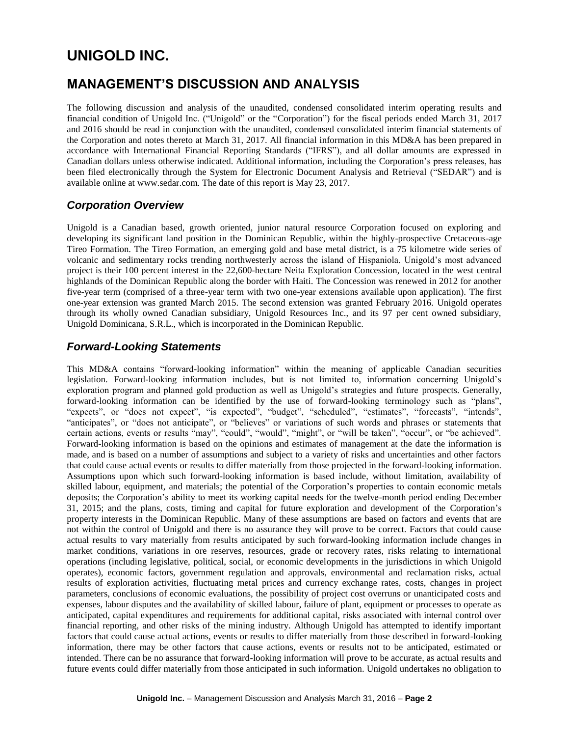# UNIGOLD INC.

## MANAGEMENT'S DISCUSSION AND ANALYSIS

The following discussion and analysis of the unaudited, condensed consolidated interim operating results and financial condition of Unigold Inc. ("Unigold" or the "Corporation") for the fiscal periods ended March 31, 2017 and 2016 should be read in conjunction with the unaudited, condensed consolidated interim financial statements of the Corporation and notes thereto at March 31, 2017. All financial information in this MD&A has been prepared in accordance with International Financial Reporting Standards ("IFRS"), and all dollar amounts are expressed in Canadian dollars unless otherwise indicated. Additional information, including the Corporation's press releases, has been filed electronically through the System for Electronic Document Analysis and Retrieval ("SEDAR") and is available online at www.sedar.com. The date of this report is May 23, 2017.

### *Corporation Overview*

Unigold is a Canadian based, growth oriented, junior natural resource Corporation focused on exploring and developing its significant land position in the Dominican Republic, within the highly-prospective Cretaceous-age Tireo Formation. The Tireo Formation, an emerging gold and base metal district, is a 75 kilometre wide series of volcanic and sedimentary rocks trending northwesterly across the island of Hispaniola. Unigold's most advanced project is their 100 percent interest in the 22,600-hectare Neita Exploration Concession, located in the west central highlands of the Dominican Republic along the border with Haiti. The Concession was renewed in 2012 for another five-year term (comprised of a three-year term with two one-year extensions available upon application). The first one-year extension was granted March 2015. The second extension was granted February 2016. Unigold operates through its wholly owned Canadian subsidiary, Unigold Resources Inc., and its 97 per cent owned subsidiary, Unigold Dominicana, S.R.L., which is incorporated in the Dominican Republic.

### *Forward-Looking Statements*

This MD&A contains "forward-looking information" within the meaning of applicable Canadian securities legislation. Forward-looking information includes, but is not limited to, information concerning Unigold's exploration program and planned gold production as well as Unigold's strategies and future prospects. Generally, forward-looking information can be identified by the use of forward-looking terminology such as "plans", "expects", or "does not expect", "is expected", "budget", "scheduled", "estimates", "forecasts", "intends", "anticipates", or "does not anticipate", or "believes" or variations of such words and phrases or statements that certain actions, events or results "may", "could", "would", "might", or "will be taken", "occur", or "be achieved". Forward-looking information is based on the opinions and estimates of management at the date the information is made, and is based on a number of assumptions and subject to a variety of risks and uncertainties and other factors that could cause actual events or results to differ materially from those projected in the forward-looking information. Assumptions upon which such forward-looking information is based include, without limitation, availability of skilled labour, equipment, and materials; the potential of the Corporation's properties to contain economic metals deposits; the Corporation's ability to meet its working capital needs for the twelve-month period ending December 31, 2015; and the plans, costs, timing and capital for future exploration and development of the Corporation's property interests in the Dominican Republic. Many of these assumptions are based on factors and events that are not within the control of Unigold and there is no assurance they will prove to be correct. Factors that could cause actual results to vary materially from results anticipated by such forward-looking information include changes in market conditions, variations in ore reserves, resources, grade or recovery rates, risks relating to international operations (including legislative, political, social, or economic developments in the jurisdictions in which Unigold operates), economic factors, government regulation and approvals, environmental and reclamation risks, actual results of exploration activities, fluctuating metal prices and currency exchange rates, costs, changes in project parameters, conclusions of economic evaluations, the possibility of project cost overruns or unanticipated costs and expenses, labour disputes and the availability of skilled labour, failure of plant, equipment or processes to operate as anticipated, capital expenditures and requirements for additional capital, risks associated with internal control over financial reporting, and other risks of the mining industry. Although Unigold has attempted to identify important factors that could cause actual actions, events or results to differ materially from those described in forward-looking information, there may be other factors that cause actions, events or results not to be anticipated, estimated or intended. There can be no assurance that forward-looking information will prove to be accurate, as actual results and future events could differ materially from those anticipated in such information. Unigold undertakes no obligation to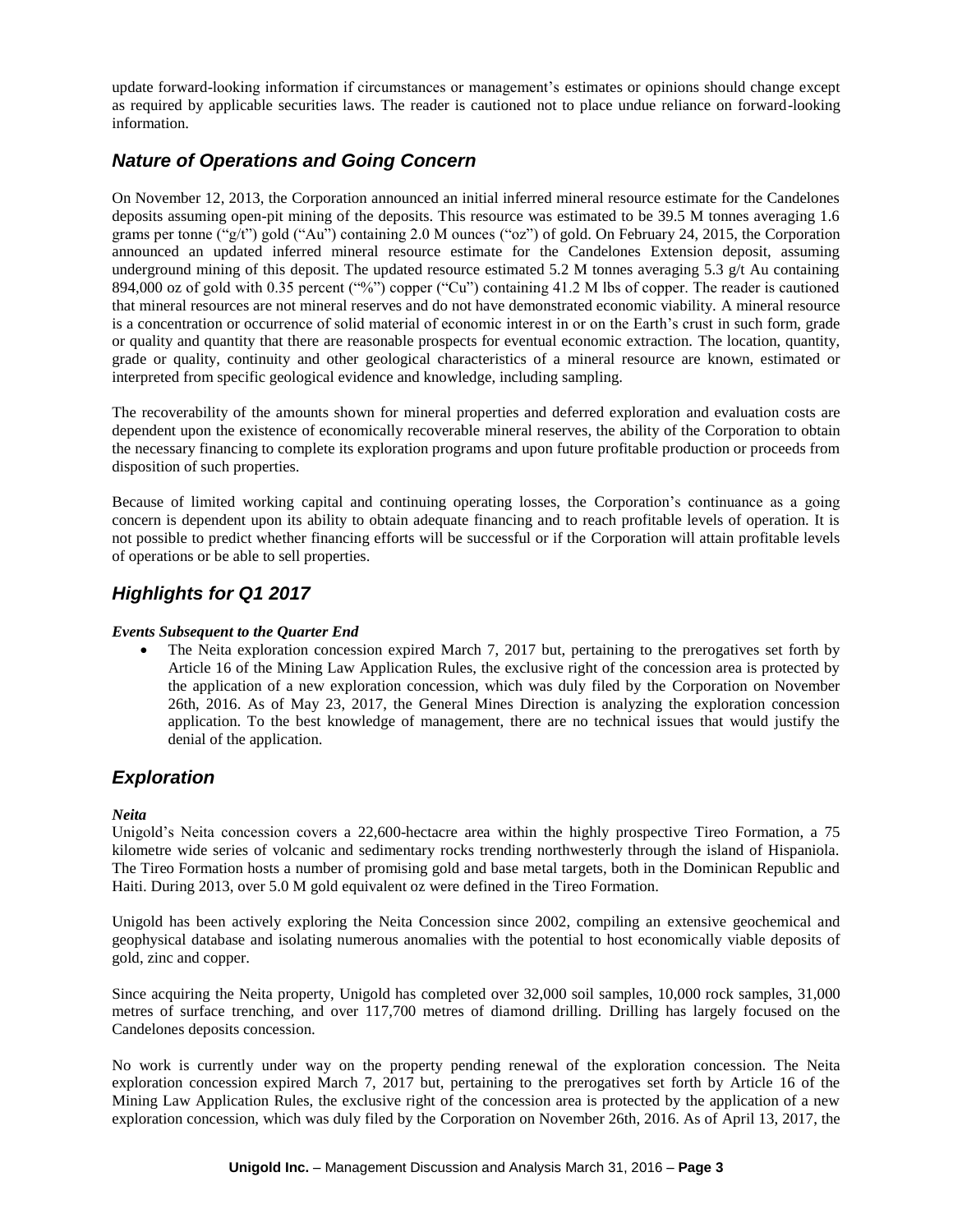update forward-looking information if circumstances or management's estimates or opinions should change except as required by applicable securities laws. The reader is cautioned not to place undue reliance on forward-looking information.

## *Nature of Operations and Going Concern*

On November 12, 2013, the Corporation announced an initial inferred mineral resource estimate for the Candelones deposits assuming open-pit mining of the deposits. This resource was estimated to be 39.5 M tonnes averaging 1.6 grams per tonne ("g/t") gold ("Au") containing 2.0 M ounces ("oz") of gold. On February 24, 2015, the Corporation announced an updated inferred mineral resource estimate for the Candelones Extension deposit, assuming underground mining of this deposit. The updated resource estimated 5.2 M tonnes averaging 5.3 g/t Au containing 894,000 oz of gold with 0.35 percent ("%") copper ("Cu") containing 41.2 M lbs of copper. The reader is cautioned that mineral resources are not mineral reserves and do not have demonstrated economic viability. A mineral resource is a concentration or occurrence of solid material of economic interest in or on the Earth's crust in such form, grade or quality and quantity that there are reasonable prospects for eventual economic extraction. The location, quantity, grade or quality, continuity and other geological characteristics of a mineral resource are known, estimated or interpreted from specific geological evidence and knowledge, including sampling.

The recoverability of the amounts shown for mineral properties and deferred exploration and evaluation costs are dependent upon the existence of economically recoverable mineral reserves, the ability of the Corporation to obtain the necessary financing to complete its exploration programs and upon future profitable production or proceeds from disposition of such properties.

Because of limited working capital and continuing operating losses, the Corporation's continuance as a going concern is dependent upon its ability to obtain adequate financing and to reach profitable levels of operation. It is not possible to predict whether financing efforts will be successful or if the Corporation will attain profitable levels of operations or be able to sell properties.

## *Highlights for Q1 2017*

***Events Subsequent to the Quarter End***

- The Neita exploration concession expired March 7, 2017 but, pertaining to the prerogatives set forth by Article 16 of the Mining Law Application Rules, the exclusive right of the concession area is protected by the application of a new exploration concession, which was duly filed by the Corporation on November 26th, 2016. As of May 23, 2017, the General Mines Direction is analyzing the exploration concession application. To the best knowledge of management, there are no technical issues that would justify the denial of the application.

## *Exploration*

***Neita***

Unigold's Neita concession covers a 22,600-hectacre area within the highly prospective Tireo Formation, a 75 kilometre wide series of volcanic and sedimentary rocks trending northwesterly through the island of Hispaniola. The Tireo Formation hosts a number of promising gold and base metal targets, both in the Dominican Republic and Haiti. During 2013, over 5.0 M gold equivalent oz were defined in the Tireo Formation.

Unigold has been actively exploring the Neita Concession since 2002, compiling an extensive geochemical and geophysical database and isolating numerous anomalies with the potential to host economically viable deposits of gold, zinc and copper.

Since acquiring the Neita property, Unigold has completed over 32,000 soil samples, 10,000 rock samples, 31,000 metres of surface trenching, and over 117,700 metres of diamond drilling. Drilling has largely focused on the Candelones deposits concession.

No work is currently under way on the property pending renewal of the exploration concession. The Neita exploration concession expired March 7, 2017 but, pertaining to the prerogatives set forth by Article 16 of the Mining Law Application Rules, the exclusive right of the concession area is protected by the application of a new exploration concession, which was duly filed by the Corporation on November 26th, 2016. As of April 13, 2017, the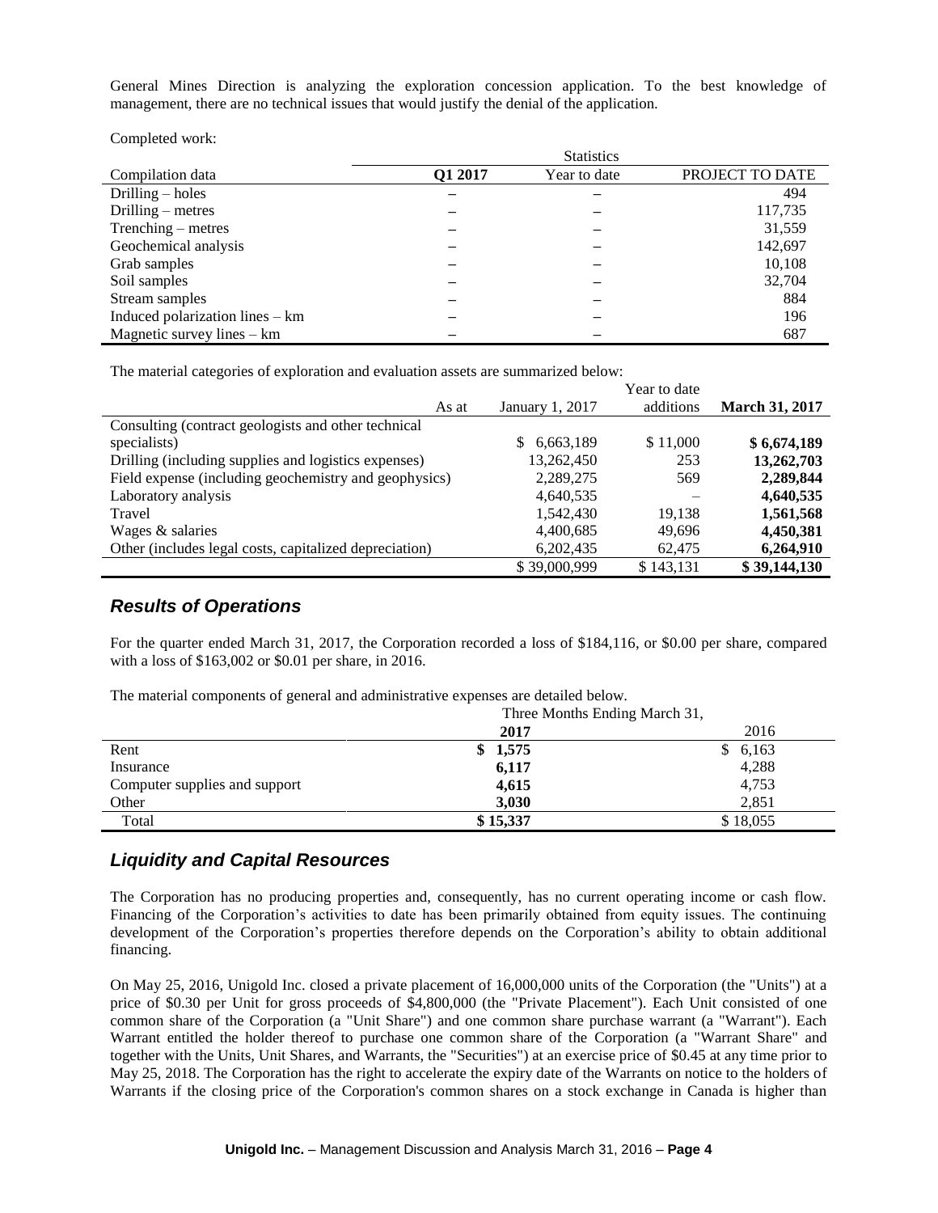General Mines Direction is analyzing the exploration concession application. To the best knowledge of management, there are no technical issues that would justify the denial of the application.

Completed work:

| | Statistics | | |
|---|---|---|---|
| Compilation data | **Q1 2017** | Year to date | PROJECT TO DATE |
| Drilling – holes | – | – | 494 |
| Drilling – metres | – | – | 117,735 |
| Trenching – metres | – | – | 31,559 |
| Geochemical analysis | – | – | 142,697 |
| Grab samples | – | – | 10,108 |
| Soil samples | – | – | 32,704 |
| Stream samples | – | – | 884 |
| Induced polarization lines – km | – | – | 196 |
| Magnetic survey lines – km | – | – | 687 |

The material categories of exploration and evaluation assets are summarized below:

| As at | January 1, 2017 | Year to date additions | **March 31, 2017** |
|---|---|---|---|
| Consulting (contract geologists and other technical specialists) | $ 6,663,189 | $ 11,000 | **$ 6,674,189** |
| Drilling (including supplies and logistics expenses) | 13,262,450 | 253 | **13,262,703** |
| Field expense (including geochemistry and geophysics) | 2,289,275 | 569 | **2,289,844** |
| Laboratory analysis | 4,640,535 | – | **4,640,535** |
| Travel | 1,542,430 | 19,138 | **1,561,568** |
| Wages & salaries | 4,400,685 | 49,696 | **4,450,381** |
| Other (includes legal costs, capitalized depreciation) | 6,202,435 | 62,475 | **6,264,910** |
| | $ 39,000,999 | $ 143,131 | **$ 39,144,130** |

## *Results of Operations*

For the quarter ended March 31, 2017, the Corporation recorded a loss of $184,116, or $0.00 per share, compared with a loss of $163,002 or $0.01 per share, in 2016.

The material components of general and administrative expenses are detailed below.

| | Three Months Ending March 31, | |
|---|---|---|
| | **2017** | 2016 |
| Rent | **$ 1,575** | $ 6,163 |
| Insurance | **6,117** | 4,288 |
| Computer supplies and support | **4,615** | 4,753 |
| Other | **3,030** | 2,851 |
| Total | **$ 15,337** | $ 18,055 |

## *Liquidity and Capital Resources*

The Corporation has no producing properties and, consequently, has no current operating income or cash flow. Financing of the Corporation's activities to date has been primarily obtained from equity issues. The continuing development of the Corporation's properties therefore depends on the Corporation's ability to obtain additional financing.

On May 25, 2016, Unigold Inc. closed a private placement of 16,000,000 units of the Corporation (the "Units") at a price of $0.30 per Unit for gross proceeds of $4,800,000 (the "Private Placement"). Each Unit consisted of one common share of the Corporation (a "Unit Share") and one common share purchase warrant (a "Warrant"). Each Warrant entitled the holder thereof to purchase one common share of the Corporation (a "Warrant Share" and together with the Units, Unit Shares, and Warrants, the "Securities") at an exercise price of $0.45 at any time prior to May 25, 2018. The Corporation has the right to accelerate the expiry date of the Warrants on notice to the holders of Warrants if the closing price of the Corporation's common shares on a stock exchange in Canada is higher than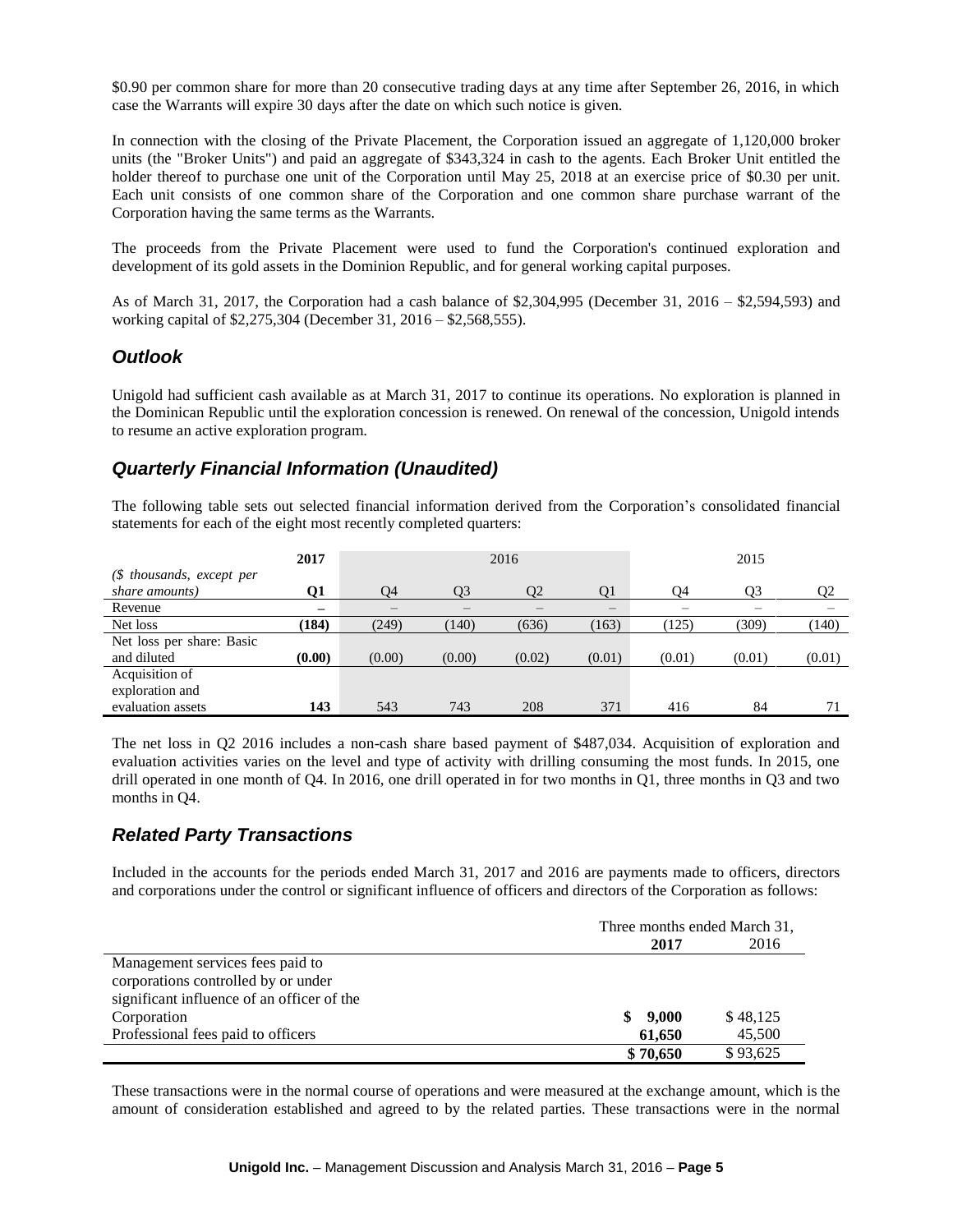$0.90 per common share for more than 20 consecutive trading days at any time after September 26, 2016, in which case the Warrants will expire 30 days after the date on which such notice is given.

In connection with the closing of the Private Placement, the Corporation issued an aggregate of 1,120,000 broker units (the "Broker Units") and paid an aggregate of $343,324 in cash to the agents. Each Broker Unit entitled the holder thereof to purchase one unit of the Corporation until May 25, 2018 at an exercise price of $0.30 per unit. Each unit consists of one common share of the Corporation and one common share purchase warrant of the Corporation having the same terms as the Warrants.

The proceeds from the Private Placement were used to fund the Corporation's continued exploration and development of its gold assets in the Dominion Republic, and for general working capital purposes.

As of March 31, 2017, the Corporation had a cash balance of $2,304,995 (December 31, 2016 – $2,594,593) and working capital of $2,275,304 (December 31, 2016 – $2,568,555).

## *Outlook*

Unigold had sufficient cash available as at March 31, 2017 to continue its operations. No exploration is planned in the Dominican Republic until the exploration concession is renewed. On renewal of the concession, Unigold intends to resume an active exploration program.

## *Quarterly Financial Information (Unaudited)*

The following table sets out selected financial information derived from the Corporation's consolidated financial statements for each of the eight most recently completed quarters:

| | **2017** | 2016 | | | | 2015 | | |
|---|---|---|---|---|---|---|---|---|
| *($ thousands, except per share amounts)* | **Q1** | Q4 | Q3 | Q2 | Q1 | Q4 | Q3 | Q2 |
| Revenue | **–** | – | – | – | – | – | – | – |
| Net loss | **(184)** | (249) | (140) | (636) | (163) | (125) | (309) | (140) |
| Net loss per share: Basic and diluted | **(0.00)** | (0.00) | (0.00) | (0.02) | (0.01) | (0.01) | (0.01) | (0.01) |
| Acquisition of exploration and evaluation assets | **143** | 543 | 743 | 208 | 371 | 416 | 84 | 71 |

The net loss in Q2 2016 includes a non-cash share based payment of $487,034. Acquisition of exploration and evaluation activities varies on the level and type of activity with drilling consuming the most funds. In 2015, one drill operated in one month of Q4. In 2016, one drill operated in for two months in Q1, three months in Q3 and two months in Q4.

## *Related Party Transactions*

Included in the accounts for the periods ended March 31, 2017 and 2016 are payments made to officers, directors and corporations under the control or significant influence of officers and directors of the Corporation as follows:

| | Three months ended March 31, | |
|---|---|---|
| | **2017** | 2016 |
| Management services fees paid to corporations controlled by or under significant influence of an officer of the Corporation | **$ 9,000** | $ 48,125 |
| Professional fees paid to officers | **61,650** | 45,500 |
| | **$ 70,650** | $ 93,625 |

These transactions were in the normal course of operations and were measured at the exchange amount, which is the amount of consideration established and agreed to by the related parties. These transactions were in the normal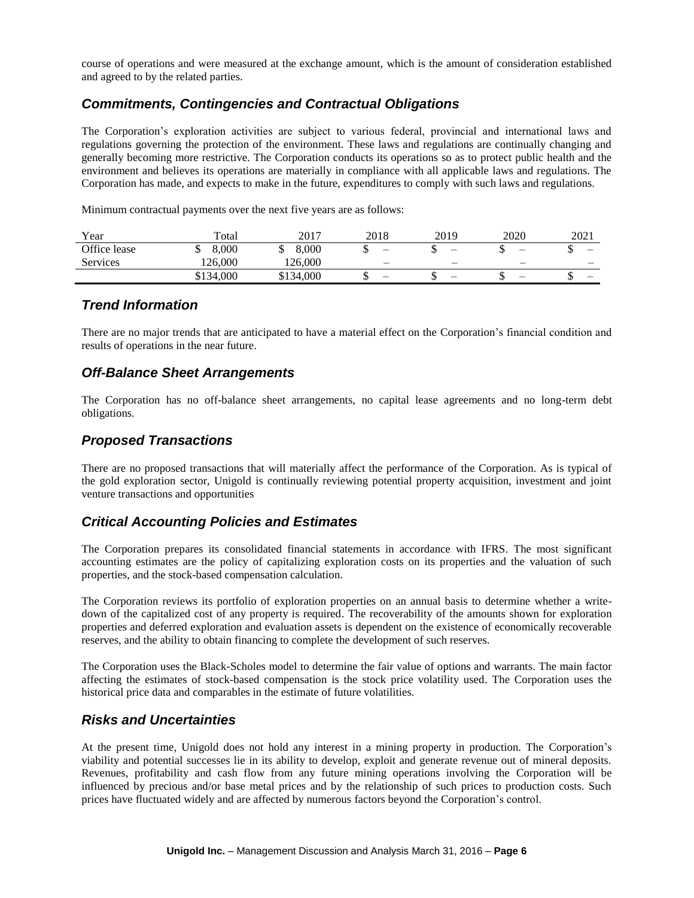course of operations and were measured at the exchange amount, which is the amount of consideration established and agreed to by the related parties.

## *Commitments, Contingencies and Contractual Obligations*

The Corporation's exploration activities are subject to various federal, provincial and international laws and regulations governing the protection of the environment. These laws and regulations are continually changing and generally becoming more restrictive. The Corporation conducts its operations so as to protect public health and the environment and believes its operations are materially in compliance with all applicable laws and regulations. The Corporation has made, and expects to make in the future, expenditures to comply with such laws and regulations.

Minimum contractual payments over the next five years are as follows:

| Year | Total | 2017 | 2018 | 2019 | 2020 | 2021 |
|---|---|---|---|---|---|---|
| Office lease | $ 8,000 | $ 8,000 | $ – | $ – | $ – | $ – |
| Services | 126,000 | 126,000 | – | – | – | – |
| | $134,000 | $134,000 | $ – | $ – | $ – | $ – |

## *Trend Information*

There are no major trends that are anticipated to have a material effect on the Corporation's financial condition and results of operations in the near future.

## *Off-Balance Sheet Arrangements*

The Corporation has no off-balance sheet arrangements, no capital lease agreements and no long-term debt obligations.

## *Proposed Transactions*

There are no proposed transactions that will materially affect the performance of the Corporation. As is typical of the gold exploration sector, Unigold is continually reviewing potential property acquisition, investment and joint venture transactions and opportunities

## *Critical Accounting Policies and Estimates*

The Corporation prepares its consolidated financial statements in accordance with IFRS. The most significant accounting estimates are the policy of capitalizing exploration costs on its properties and the valuation of such properties, and the stock-based compensation calculation.

The Corporation reviews its portfolio of exploration properties on an annual basis to determine whether a write-down of the capitalized cost of any property is required. The recoverability of the amounts shown for exploration properties and deferred exploration and evaluation assets is dependent on the existence of economically recoverable reserves, and the ability to obtain financing to complete the development of such reserves.

The Corporation uses the Black-Scholes model to determine the fair value of options and warrants. The main factor affecting the estimates of stock-based compensation is the stock price volatility used. The Corporation uses the historical price data and comparables in the estimate of future volatilities.

## *Risks and Uncertainties*

At the present time, Unigold does not hold any interest in a mining property in production. The Corporation's viability and potential successes lie in its ability to develop, exploit and generate revenue out of mineral deposits. Revenues, profitability and cash flow from any future mining operations involving the Corporation will be influenced by precious and/or base metal prices and by the relationship of such prices to production costs. Such prices have fluctuated widely and are affected by numerous factors beyond the Corporation's control.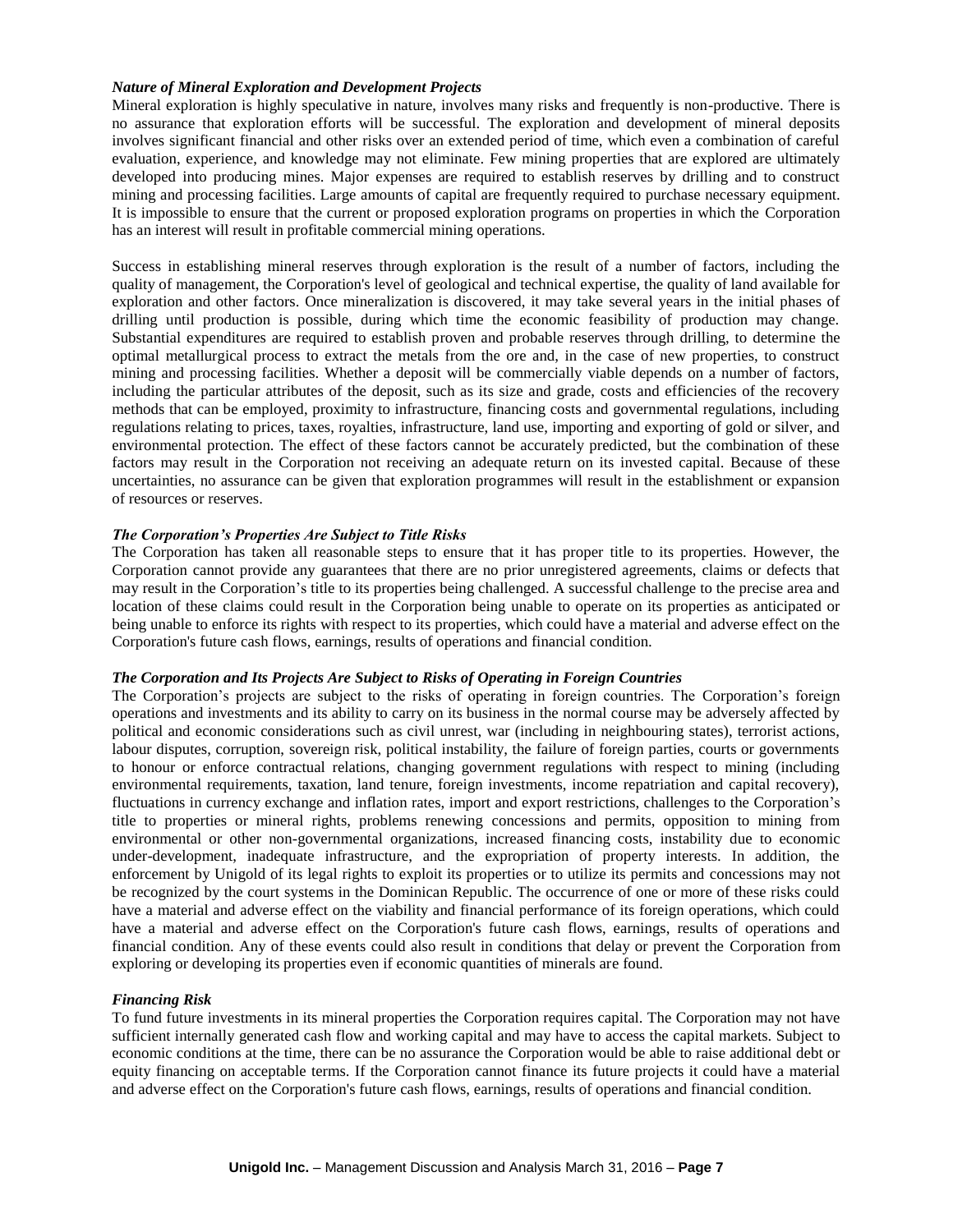### *Nature of Mineral Exploration and Development Projects*

Mineral exploration is highly speculative in nature, involves many risks and frequently is non-productive. There is no assurance that exploration efforts will be successful. The exploration and development of mineral deposits involves significant financial and other risks over an extended period of time, which even a combination of careful evaluation, experience, and knowledge may not eliminate. Few mining properties that are explored are ultimately developed into producing mines. Major expenses are required to establish reserves by drilling and to construct mining and processing facilities. Large amounts of capital are frequently required to purchase necessary equipment. It is impossible to ensure that the current or proposed exploration programs on properties in which the Corporation has an interest will result in profitable commercial mining operations.

Success in establishing mineral reserves through exploration is the result of a number of factors, including the quality of management, the Corporation's level of geological and technical expertise, the quality of land available for exploration and other factors. Once mineralization is discovered, it may take several years in the initial phases of drilling until production is possible, during which time the economic feasibility of production may change. Substantial expenditures are required to establish proven and probable reserves through drilling, to determine the optimal metallurgical process to extract the metals from the ore and, in the case of new properties, to construct mining and processing facilities. Whether a deposit will be commercially viable depends on a number of factors, including the particular attributes of the deposit, such as its size and grade, costs and efficiencies of the recovery methods that can be employed, proximity to infrastructure, financing costs and governmental regulations, including regulations relating to prices, taxes, royalties, infrastructure, land use, importing and exporting of gold or silver, and environmental protection. The effect of these factors cannot be accurately predicted, but the combination of these factors may result in the Corporation not receiving an adequate return on its invested capital. Because of these uncertainties, no assurance can be given that exploration programmes will result in the establishment or expansion of resources or reserves.

### *The Corporation's Properties Are Subject to Title Risks*

The Corporation has taken all reasonable steps to ensure that it has proper title to its properties. However, the Corporation cannot provide any guarantees that there are no prior unregistered agreements, claims or defects that may result in the Corporation's title to its properties being challenged. A successful challenge to the precise area and location of these claims could result in the Corporation being unable to operate on its properties as anticipated or being unable to enforce its rights with respect to its properties, which could have a material and adverse effect on the Corporation's future cash flows, earnings, results of operations and financial condition.

### *The Corporation and Its Projects Are Subject to Risks of Operating in Foreign Countries*

The Corporation's projects are subject to the risks of operating in foreign countries. The Corporation's foreign operations and investments and its ability to carry on its business in the normal course may be adversely affected by political and economic considerations such as civil unrest, war (including in neighbouring states), terrorist actions, labour disputes, corruption, sovereign risk, political instability, the failure of foreign parties, courts or governments to honour or enforce contractual relations, changing government regulations with respect to mining (including environmental requirements, taxation, land tenure, foreign investments, income repatriation and capital recovery), fluctuations in currency exchange and inflation rates, import and export restrictions, challenges to the Corporation's title to properties or mineral rights, problems renewing concessions and permits, opposition to mining from environmental or other non-governmental organizations, increased financing costs, instability due to economic under-development, inadequate infrastructure, and the expropriation of property interests. In addition, the enforcement by Unigold of its legal rights to exploit its properties or to utilize its permits and concessions may not be recognized by the court systems in the Dominican Republic. The occurrence of one or more of these risks could have a material and adverse effect on the viability and financial performance of its foreign operations, which could have a material and adverse effect on the Corporation's future cash flows, earnings, results of operations and financial condition. Any of these events could also result in conditions that delay or prevent the Corporation from exploring or developing its properties even if economic quantities of minerals are found.

### *Financing Risk*

To fund future investments in its mineral properties the Corporation requires capital. The Corporation may not have sufficient internally generated cash flow and working capital and may have to access the capital markets. Subject to economic conditions at the time, there can be no assurance the Corporation would be able to raise additional debt or equity financing on acceptable terms. If the Corporation cannot finance its future projects it could have a material and adverse effect on the Corporation's future cash flows, earnings, results of operations and financial condition.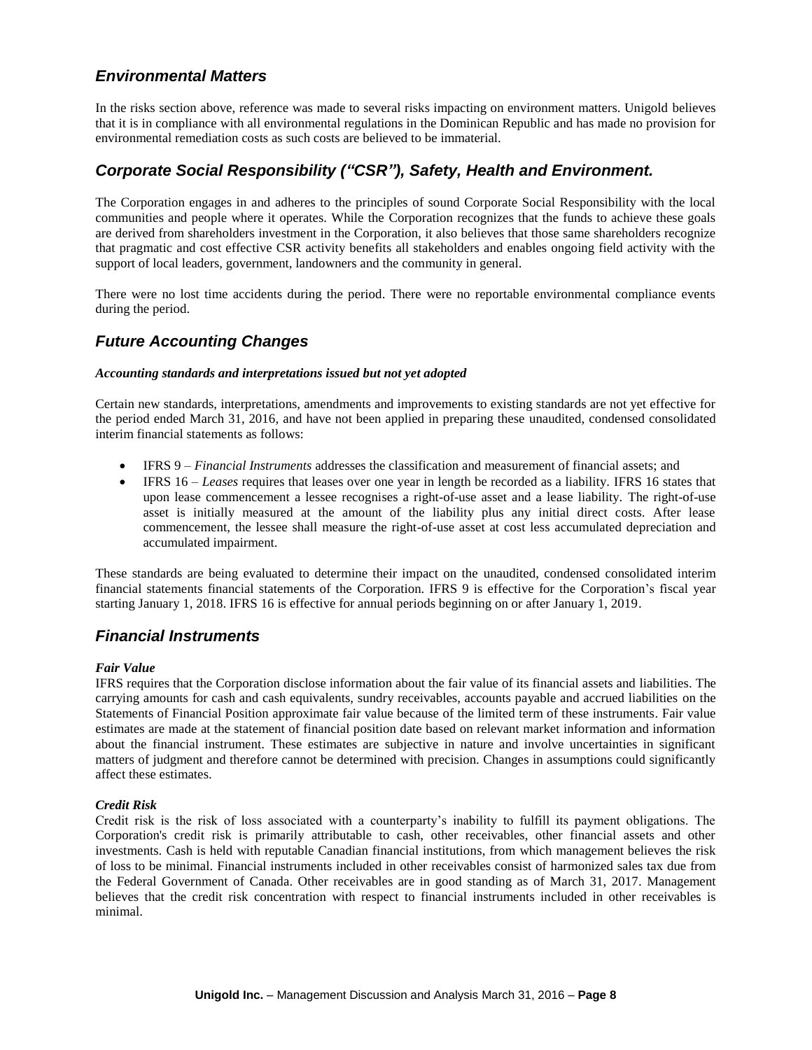## *Environmental Matters*

In the risks section above, reference was made to several risks impacting on environment matters. Unigold believes that it is in compliance with all environmental regulations in the Dominican Republic and has made no provision for environmental remediation costs as such costs are believed to be immaterial.

## *Corporate Social Responsibility ("CSR"), Safety, Health and Environment.*

The Corporation engages in and adheres to the principles of sound Corporate Social Responsibility with the local communities and people where it operates. While the Corporation recognizes that the funds to achieve these goals are derived from shareholders investment in the Corporation, it also believes that those same shareholders recognize that pragmatic and cost effective CSR activity benefits all stakeholders and enables ongoing field activity with the support of local leaders, government, landowners and the community in general.

There were no lost time accidents during the period. There were no reportable environmental compliance events during the period.

## *Future Accounting Changes*

***Accounting standards and interpretations issued but not yet adopted***

Certain new standards, interpretations, amendments and improvements to existing standards are not yet effective for the period ended March 31, 2016, and have not been applied in preparing these unaudited, condensed consolidated interim financial statements as follows:

- IFRS 9 – *Financial Instruments* addresses the classification and measurement of financial assets; and
- IFRS 16 – *Leases* requires that leases over one year in length be recorded as a liability. IFRS 16 states that upon lease commencement a lessee recognises a right-of-use asset and a lease liability. The right-of-use asset is initially measured at the amount of the liability plus any initial direct costs. After lease commencement, the lessee shall measure the right-of-use asset at cost less accumulated depreciation and accumulated impairment.

These standards are being evaluated to determine their impact on the unaudited, condensed consolidated interim financial statements financial statements of the Corporation. IFRS 9 is effective for the Corporation's fiscal year starting January 1, 2018. IFRS 16 is effective for annual periods beginning on or after January 1, 2019.

## *Financial Instruments*

***Fair Value***

IFRS requires that the Corporation disclose information about the fair value of its financial assets and liabilities. The carrying amounts for cash and cash equivalents, sundry receivables, accounts payable and accrued liabilities on the Statements of Financial Position approximate fair value because of the limited term of these instruments. Fair value estimates are made at the statement of financial position date based on relevant market information and information about the financial instrument. These estimates are subjective in nature and involve uncertainties in significant matters of judgment and therefore cannot be determined with precision. Changes in assumptions could significantly affect these estimates.

***Credit Risk***

Credit risk is the risk of loss associated with a counterparty's inability to fulfill its payment obligations. The Corporation's credit risk is primarily attributable to cash, other receivables, other financial assets and other investments. Cash is held with reputable Canadian financial institutions, from which management believes the risk of loss to be minimal. Financial instruments included in other receivables consist of harmonized sales tax due from the Federal Government of Canada. Other receivables are in good standing as of March 31, 2017. Management believes that the credit risk concentration with respect to financial instruments included in other receivables is minimal.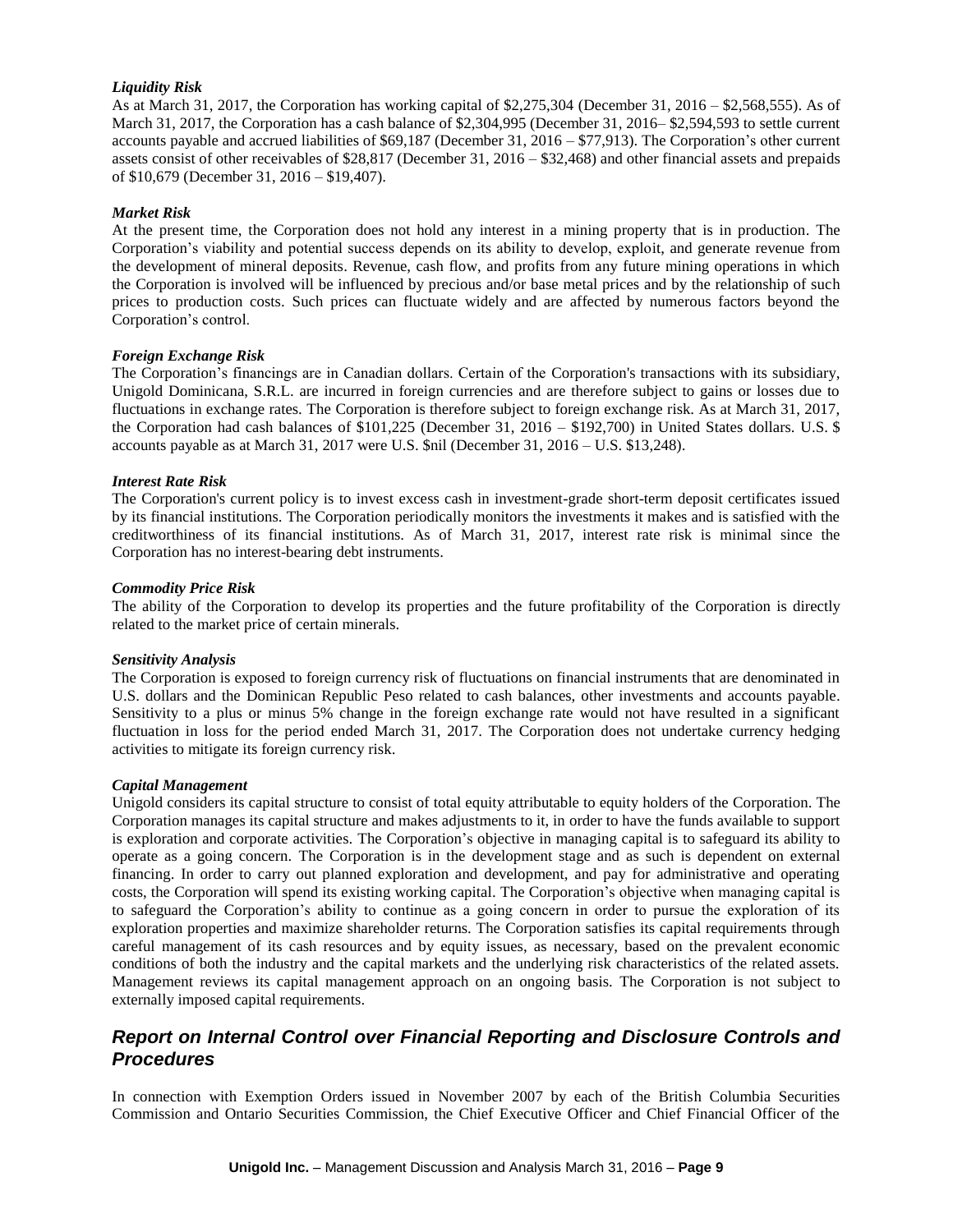*Liquidity Risk*
As at March 31, 2017, the Corporation has working capital of $2,275,304 (December 31, 2016 – $2,568,555). As of March 31, 2017, the Corporation has a cash balance of $2,304,995 (December 31, 2016– $2,594,593 to settle current accounts payable and accrued liabilities of $69,187 (December 31, 2016 – $77,913). The Corporation's other current assets consist of other receivables of $28,817 (December 31, 2016 – $32,468) and other financial assets and prepaids of $10,679 (December 31, 2016 – $19,407).

*Market Risk*
At the present time, the Corporation does not hold any interest in a mining property that is in production. The Corporation's viability and potential success depends on its ability to develop, exploit, and generate revenue from the development of mineral deposits. Revenue, cash flow, and profits from any future mining operations in which the Corporation is involved will be influenced by precious and/or base metal prices and by the relationship of such prices to production costs. Such prices can fluctuate widely and are affected by numerous factors beyond the Corporation's control.

*Foreign Exchange Risk*
The Corporation's financings are in Canadian dollars. Certain of the Corporation's transactions with its subsidiary, Unigold Dominicana, S.R.L. are incurred in foreign currencies and are therefore subject to gains or losses due to fluctuations in exchange rates. The Corporation is therefore subject to foreign exchange risk. As at March 31, 2017, the Corporation had cash balances of $101,225 (December 31, 2016 – $192,700) in United States dollars. U.S. $ accounts payable as at March 31, 2017 were U.S. $nil (December 31, 2016 – U.S. $13,248).

*Interest Rate Risk*
The Corporation's current policy is to invest excess cash in investment-grade short-term deposit certificates issued by its financial institutions. The Corporation periodically monitors the investments it makes and is satisfied with the creditworthiness of its financial institutions. As of March 31, 2017, interest rate risk is minimal since the Corporation has no interest-bearing debt instruments.

*Commodity Price Risk*
The ability of the Corporation to develop its properties and the future profitability of the Corporation is directly related to the market price of certain minerals.

*Sensitivity Analysis*
The Corporation is exposed to foreign currency risk of fluctuations on financial instruments that are denominated in U.S. dollars and the Dominican Republic Peso related to cash balances, other investments and accounts payable. Sensitivity to a plus or minus 5% change in the foreign exchange rate would not have resulted in a significant fluctuation in loss for the period ended March 31, 2017. The Corporation does not undertake currency hedging activities to mitigate its foreign currency risk.

*Capital Management*
Unigold considers its capital structure to consist of total equity attributable to equity holders of the Corporation. The Corporation manages its capital structure and makes adjustments to it, in order to have the funds available to support is exploration and corporate activities. The Corporation's objective in managing capital is to safeguard its ability to operate as a going concern. The Corporation is in the development stage and as such is dependent on external financing. In order to carry out planned exploration and development, and pay for administrative and operating costs, the Corporation will spend its existing working capital. The Corporation's objective when managing capital is to safeguard the Corporation's ability to continue as a going concern in order to pursue the exploration of its exploration properties and maximize shareholder returns. The Corporation satisfies its capital requirements through careful management of its cash resources and by equity issues, as necessary, based on the prevalent economic conditions of both the industry and the capital markets and the underlying risk characteristics of the related assets. Management reviews its capital management approach on an ongoing basis. The Corporation is not subject to externally imposed capital requirements.

## *Report on Internal Control over Financial Reporting and Disclosure Controls and Procedures*

In connection with Exemption Orders issued in November 2007 by each of the British Columbia Securities Commission and Ontario Securities Commission, the Chief Executive Officer and Chief Financial Officer of the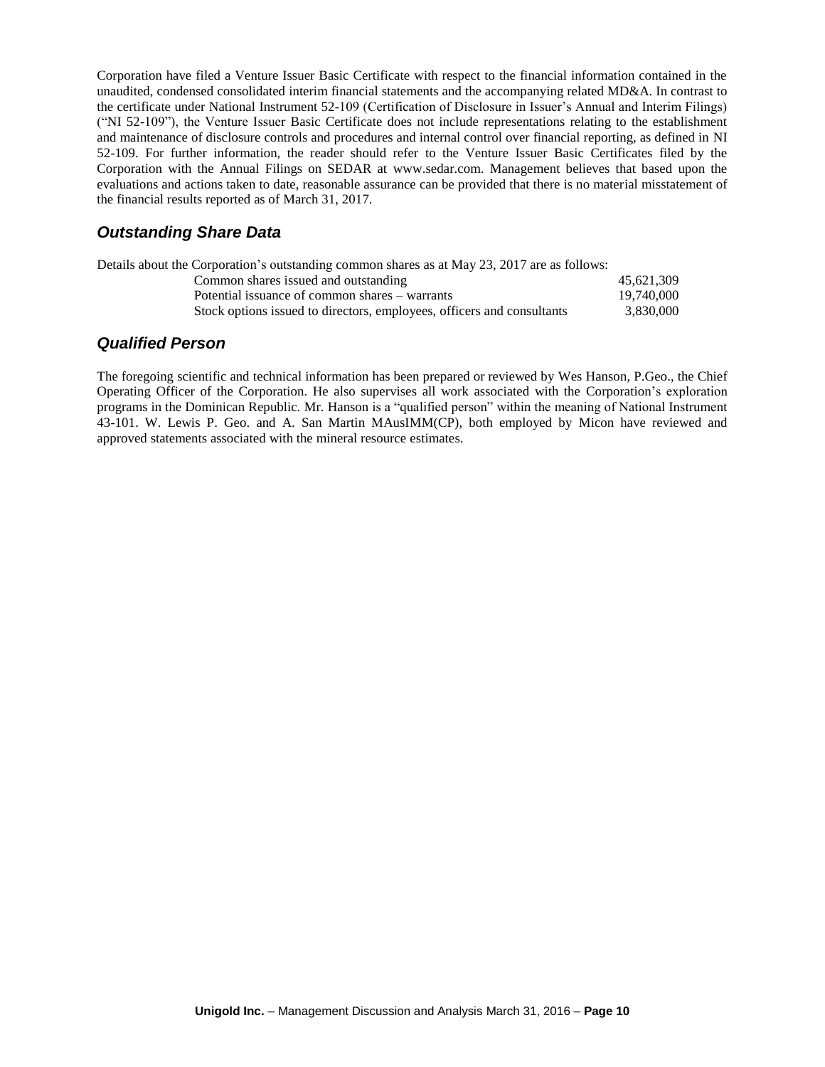Corporation have filed a Venture Issuer Basic Certificate with respect to the financial information contained in the unaudited, condensed consolidated interim financial statements and the accompanying related MD&A. In contrast to the certificate under National Instrument 52-109 (Certification of Disclosure in Issuer's Annual and Interim Filings) ("NI 52-109"), the Venture Issuer Basic Certificate does not include representations relating to the establishment and maintenance of disclosure controls and procedures and internal control over financial reporting, as defined in NI 52-109. For further information, the reader should refer to the Venture Issuer Basic Certificates filed by the Corporation with the Annual Filings on SEDAR at www.sedar.com. Management believes that based upon the evaluations and actions taken to date, reasonable assurance can be provided that there is no material misstatement of the financial results reported as of March 31, 2017.

## *Outstanding Share Data*

Details about the Corporation's outstanding common shares as at May 23, 2017 are as follows:

| | |
|---|---|
| Common shares issued and outstanding | 45,621,309 |
| Potential issuance of common shares – warrants | 19,740,000 |
| Stock options issued to directors, employees, officers and consultants | 3,830,000 |

## *Qualified Person*

The foregoing scientific and technical information has been prepared or reviewed by Wes Hanson, P.Geo., the Chief Operating Officer of the Corporation. He also supervises all work associated with the Corporation's exploration programs in the Dominican Republic. Mr. Hanson is a "qualified person" within the meaning of National Instrument 43-101. W. Lewis P. Geo. and A. San Martin MAusIMM(CP), both employed by Micon have reviewed and approved statements associated with the mineral resource estimates.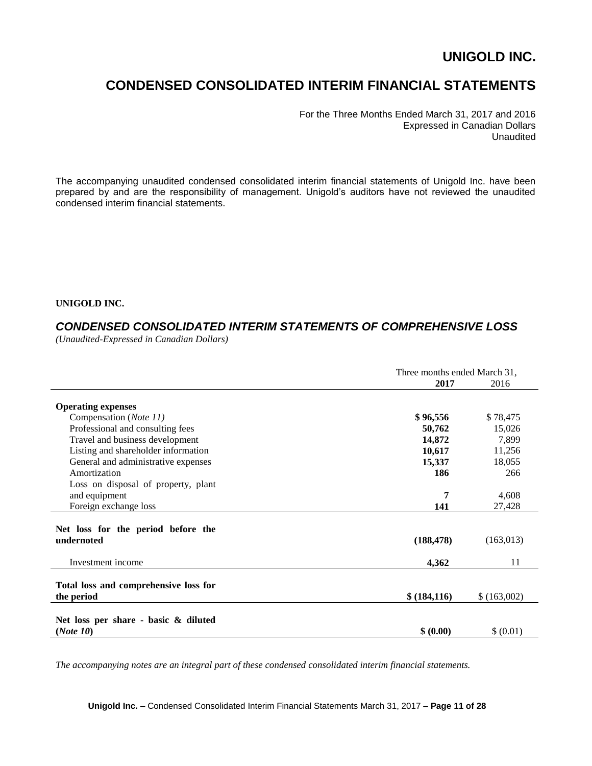# UNIGOLD INC.

# CONDENSED CONSOLIDATED INTERIM FINANCIAL STATEMENTS

For the Three Months Ended March 31, 2017 and 2016
Expressed in Canadian Dollars
Unaudited

The accompanying unaudited condensed consolidated interim financial statements of Unigold Inc. have been prepared by and are the responsibility of management. Unigold's auditors have not reviewed the unaudited condensed interim financial statements.

**UNIGOLD INC.**

## *CONDENSED CONSOLIDATED INTERIM STATEMENTS OF COMPREHENSIVE LOSS*

*(Unaudited-Expressed in Canadian Dollars)*

| | Three months ended March 31, | |
|---|---|---|
| | **2017** | 2016 |
| **Operating expenses** | | |
| Compensation (*Note 11)* | **$ 96,556** | $ 78,475 |
| Professional and consulting fees | **50,762** | 15,026 |
| Travel and business development | **14,872** | 7,899 |
| Listing and shareholder information | **10,617** | 11,256 |
| General and administrative expenses | **15,337** | 18,055 |
| Amortization | **186** | 266 |
| Loss on disposal of property, plant and equipment | **7** | 4,608 |
| Foreign exchange loss | **141** | 27,428 |
| **Net loss for the period before the undernoted** | **(188,478)** | (163,013) |
| Investment income | **4,362** | 11 |
| **Total loss and comprehensive loss for the period** | **$ (184,116)** | $ (163,002) |
| **Net loss per share - basic & diluted (*Note 10*)** | **$ (0.00)** | $ (0.01) |

*The accompanying notes are an integral part of these condensed consolidated interim financial statements.*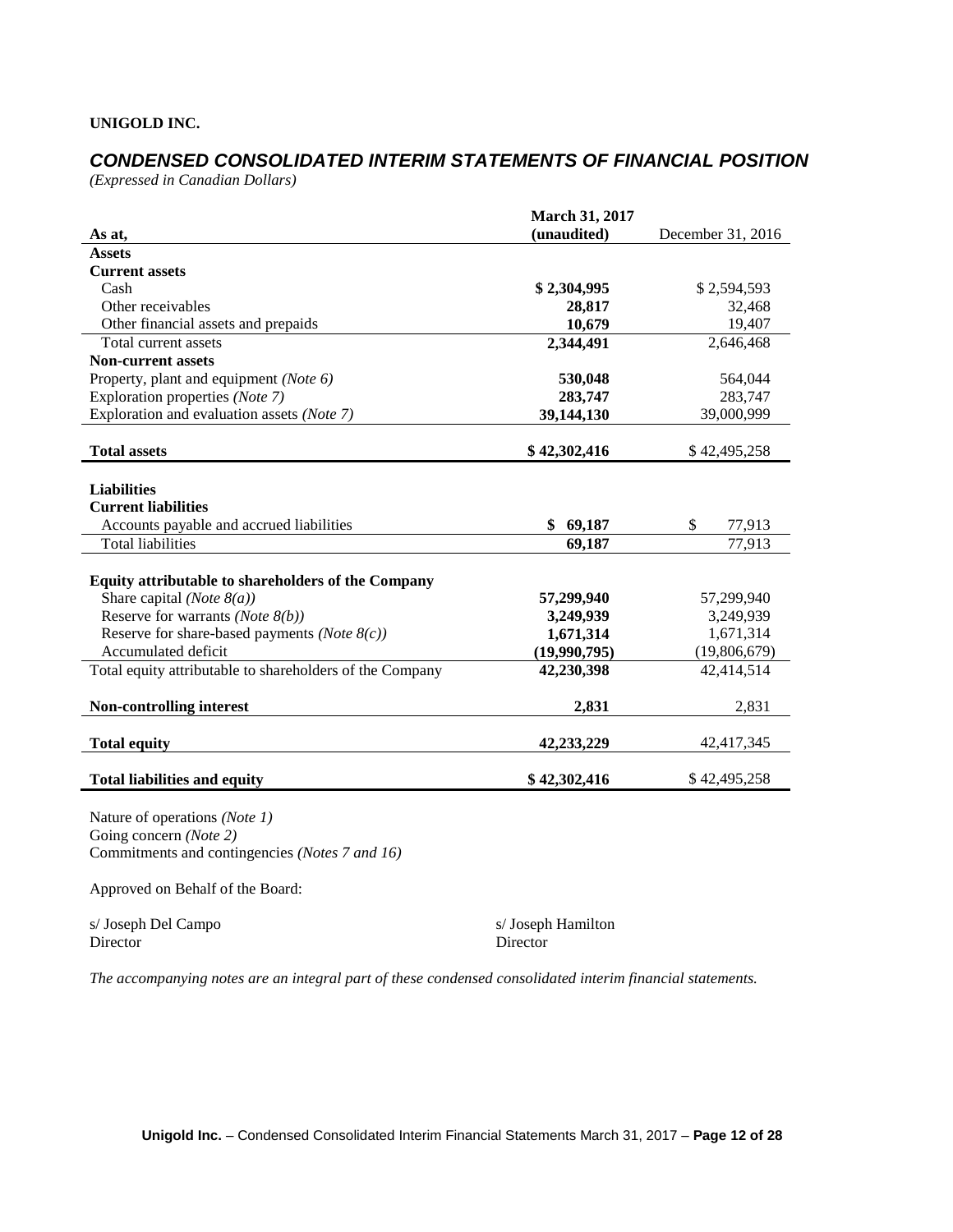**UNIGOLD INC.**

## *CONDENSED CONSOLIDATED INTERIM STATEMENTS OF FINANCIAL POSITION*

*(Expressed in Canadian Dollars)*

| As at, | March 31, 2017 (unaudited) | December 31, 2016 |
|---|---|---|
| **Assets** | | |
| **Current assets** | | |
| Cash | **$ 2,304,995** | $ 2,594,593 |
| Other receivables | **28,817** | 32,468 |
| Other financial assets and prepaids | **10,679** | 19,407 |
| Total current assets | **2,344,491** | 2,646,468 |
| **Non-current assets** | | |
| Property, plant and equipment *(Note 6)* | **530,048** | 564,044 |
| Exploration properties *(Note 7)* | **283,747** | 283,747 |
| Exploration and evaluation assets *(Note 7)* | **39,144,130** | 39,000,999 |
| **Total assets** | **$ 42,302,416** | $ 42,495,258 |
| **Liabilities** | | |
| **Current liabilities** | | |
| Accounts payable and accrued liabilities | **$ 69,187** | $ 77,913 |
| Total liabilities | **69,187** | 77,913 |
| **Equity attributable to shareholders of the Company** | | |
| Share capital *(Note 8(a))* | **57,299,940** | 57,299,940 |
| Reserve for warrants *(Note 8(b))* | **3,249,939** | 3,249,939 |
| Reserve for share-based payments *(Note 8(c))* | **1,671,314** | 1,671,314 |
| Accumulated deficit | **(19,990,795)** | (19,806,679) |
| Total equity attributable to shareholders of the Company | **42,230,398** | 42,414,514 |
| **Non-controlling interest** | **2,831** | 2,831 |
| **Total equity** | **42,233,229** | 42,417,345 |
| **Total liabilities and equity** | **$ 42,302,416** | $ 42,495,258 |

Nature of operations *(Note 1)*
Going concern *(Note 2)*
Commitments and contingencies *(Notes 7 and 16)*

Approved on Behalf of the Board:

s/ Joseph Del Campo
Director

s/ Joseph Hamilton
Director

*The accompanying notes are an integral part of these condensed consolidated interim financial statements.*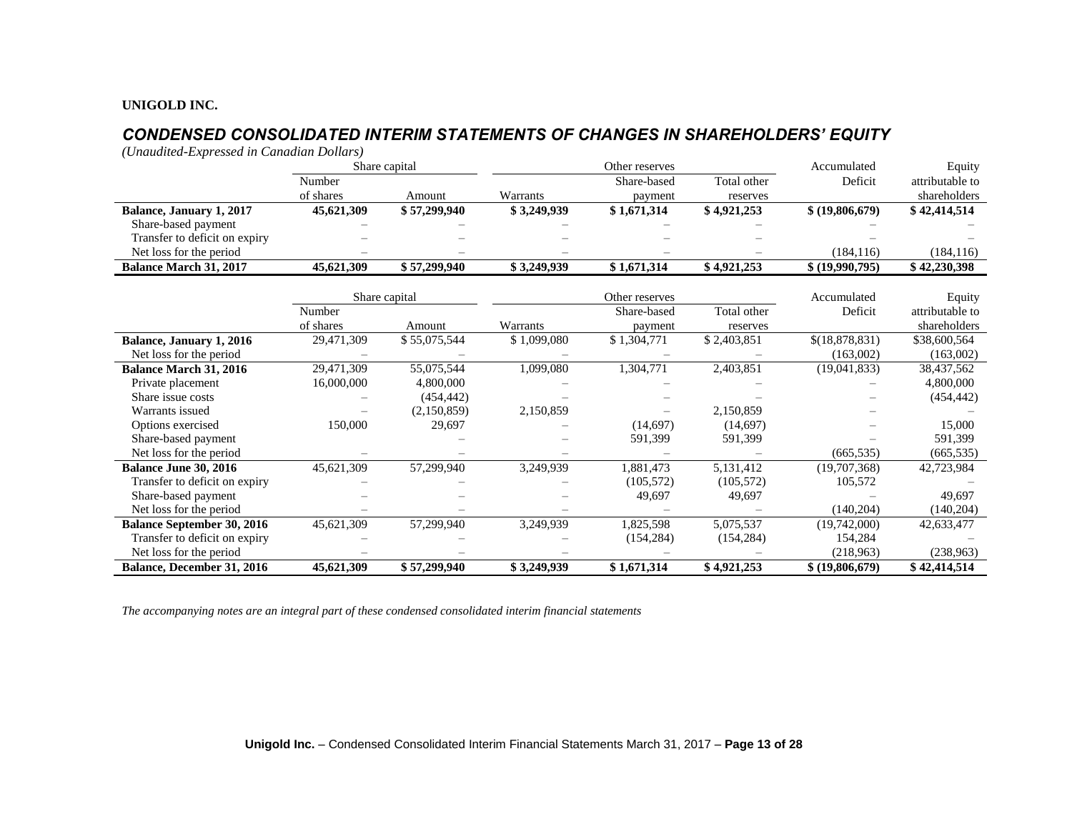**UNIGOLD INC.**

## *CONDENSED CONSOLIDATED INTERIM STATEMENTS OF CHANGES IN SHAREHOLDERS' EQUITY*

*(Unaudited-Expressed in Canadian Dollars)*

| | Share capital | | Other reserves | | | Accumulated | Equity |
|---|---|---|---|---|---|---|---|
| | Number of shares | Amount | Warrants | Share-based payment | Total other reserves | Deficit | attributable to shareholders |
| **Balance, January 1, 2017** | **45,621,309** | **$ 57,299,940** | **$ 3,249,939** | **$ 1,671,314** | **$ 4,921,253** | **$ (19,806,679)** | **$ 42,414,514** |
| Share-based payment | – | – | – | – | – | – | – |
| Transfer to deficit on expiry | – | – | – | – | – | – | – |
| Net loss for the period | – | – | – | – | – | (184,116) | (184,116) |
| **Balance March 31, 2017** | **45,621,309** | **$ 57,299,940** | **$ 3,249,939** | **$ 1,671,314** | **$ 4,921,253** | **$ (19,990,795)** | **$ 42,230,398** |

| | Share capital | | Other reserves | | | Accumulated | Equity |
|---|---|---|---|---|---|---|---|
| | Number of shares | Amount | Warrants | Share-based payment | Total other reserves | Deficit | attributable to shareholders |
| **Balance, January 1, 2016** | 29,471,309 | $ 55,075,544 | $ 1,099,080 | $ 1,304,771 | $ 2,403,851 | $(18,878,831) | $38,600,564 |
| Net loss for the period | – | – | – | – | – | (163,002) | (163,002) |
| **Balance March 31, 2016** | 29,471,309 | 55,075,544 | 1,099,080 | 1,304,771 | 2,403,851 | (19,041,833) | 38,437,562 |
| Private placement | 16,000,000 | 4,800,000 | – | – | – | – | 4,800,000 |
| Share issue costs | – | (454,442) | – | – | – | – | (454,442) |
| Warrants issued | – | (2,150,859) | 2,150,859 | – | 2,150,859 | – | – |
| Options exercised | 150,000 | 29,697 | – | (14,697) | (14,697) | – | 15,000 |
| Share-based payment | | – | – | 591,399 | 591,399 | – | 591,399 |
| Net loss for the period | – | – | – | – | – | (665,535) | (665,535) |
| **Balance June 30, 2016** | 45,621,309 | 57,299,940 | 3,249,939 | 1,881,473 | 5,131,412 | (19,707,368) | 42,723,984 |
| Transfer to deficit on expiry | – | – | – | (105,572) | (105,572) | 105,572 | – |
| Share-based payment | – | – | – | 49,697 | 49,697 | – | 49,697 |
| Net loss for the period | – | – | – | – | – | (140,204) | (140,204) |
| **Balance September 30, 2016** | 45,621,309 | 57,299,940 | 3,249,939 | 1,825,598 | 5,075,537 | (19,742,000) | 42,633,477 |
| Transfer to deficit on expiry | – | – | – | (154,284) | (154,284) | 154,284 | – |
| Net loss for the period | – | – | – | – | – | (218,963) | (238,963) |
| **Balance, December 31, 2016** | **45,621,309** | **$ 57,299,940** | **$ 3,249,939** | **$ 1,671,314** | **$ 4,921,253** | **$ (19,806,679)** | **$ 42,414,514** |

*The accompanying notes are an integral part of these condensed consolidated interim financial statements*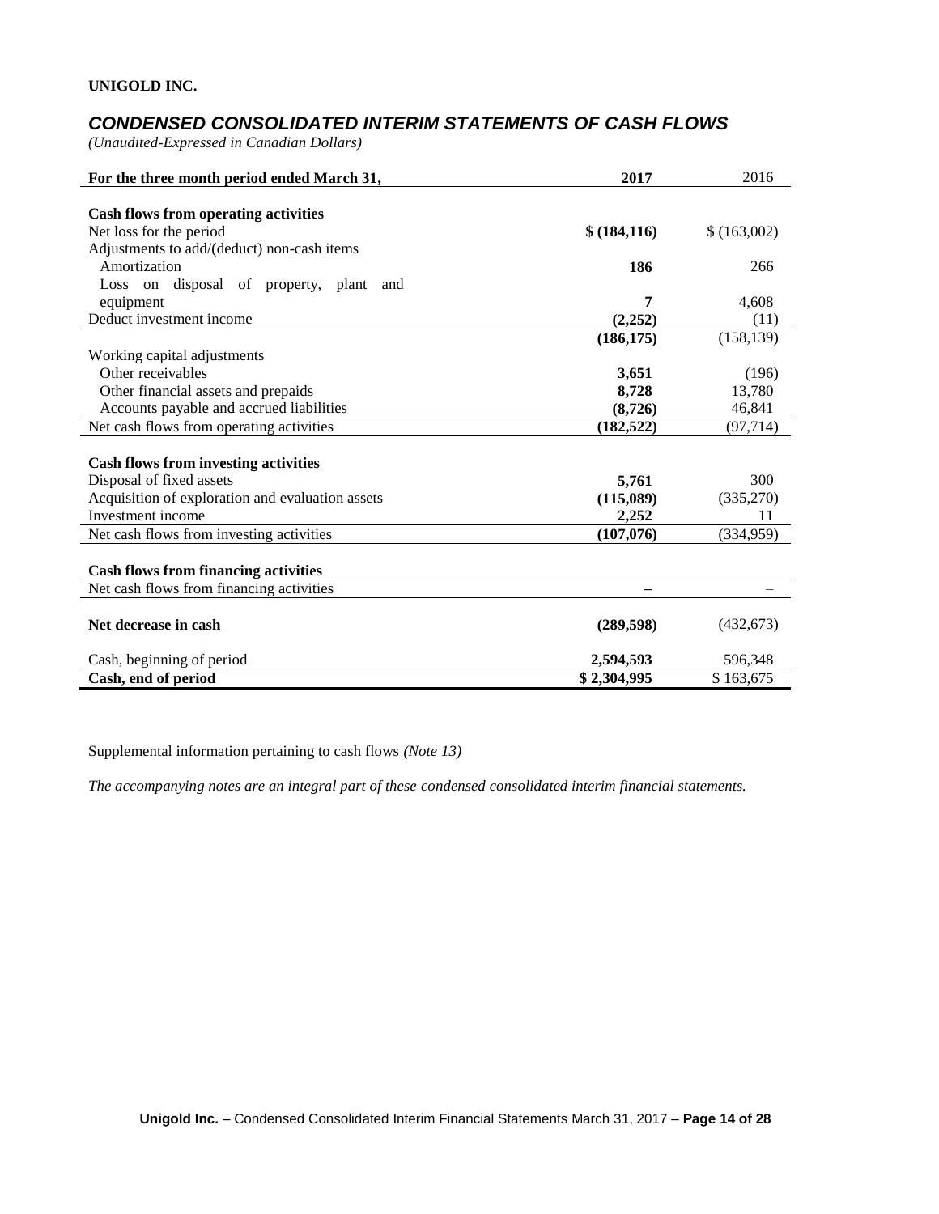**UNIGOLD INC.**

## *CONDENSED CONSOLIDATED INTERIM STATEMENTS OF CASH FLOWS*

*(Unaudited-Expressed in Canadian Dollars)*

| For the three month period ended March 31, | 2017 | 2016 |
|---|---|---|
| **Cash flows from operating activities** | | |
| Net loss for the period | **$ (184,116)** | $ (163,002) |
| Adjustments to add/(deduct) non-cash items | | |
| Amortization | **186** | 266 |
| Loss on disposal of property, plant and equipment | **7** | 4,608 |
| Deduct investment income | **(2,252)** | (11) |
| | **(186,175)** | (158,139) |
| Working capital adjustments | | |
| Other receivables | **3,651** | (196) |
| Other financial assets and prepaids | **8,728** | 13,780 |
| Accounts payable and accrued liabilities | **(8,726)** | 46,841 |
| Net cash flows from operating activities | **(182,522)** | (97,714) |
| **Cash flows from investing activities** | | |
| Disposal of fixed assets | **5,761** | 300 |
| Acquisition of exploration and evaluation assets | **(115,089)** | (335,270) |
| Investment income | **2,252** | 11 |
| Net cash flows from investing activities | **(107,076)** | (334,959) |
| **Cash flows from financing activities** | | |
| Net cash flows from financing activities | **–** | – |
| **Net decrease in cash** | **(289,598)** | (432,673) |
| Cash, beginning of period | **2,594,593** | 596,348 |
| **Cash, end of period** | **$ 2,304,995** | $ 163,675 |

Supplemental information pertaining to cash flows *(Note 13)*

*The accompanying notes are an integral part of these condensed consolidated interim financial statements.*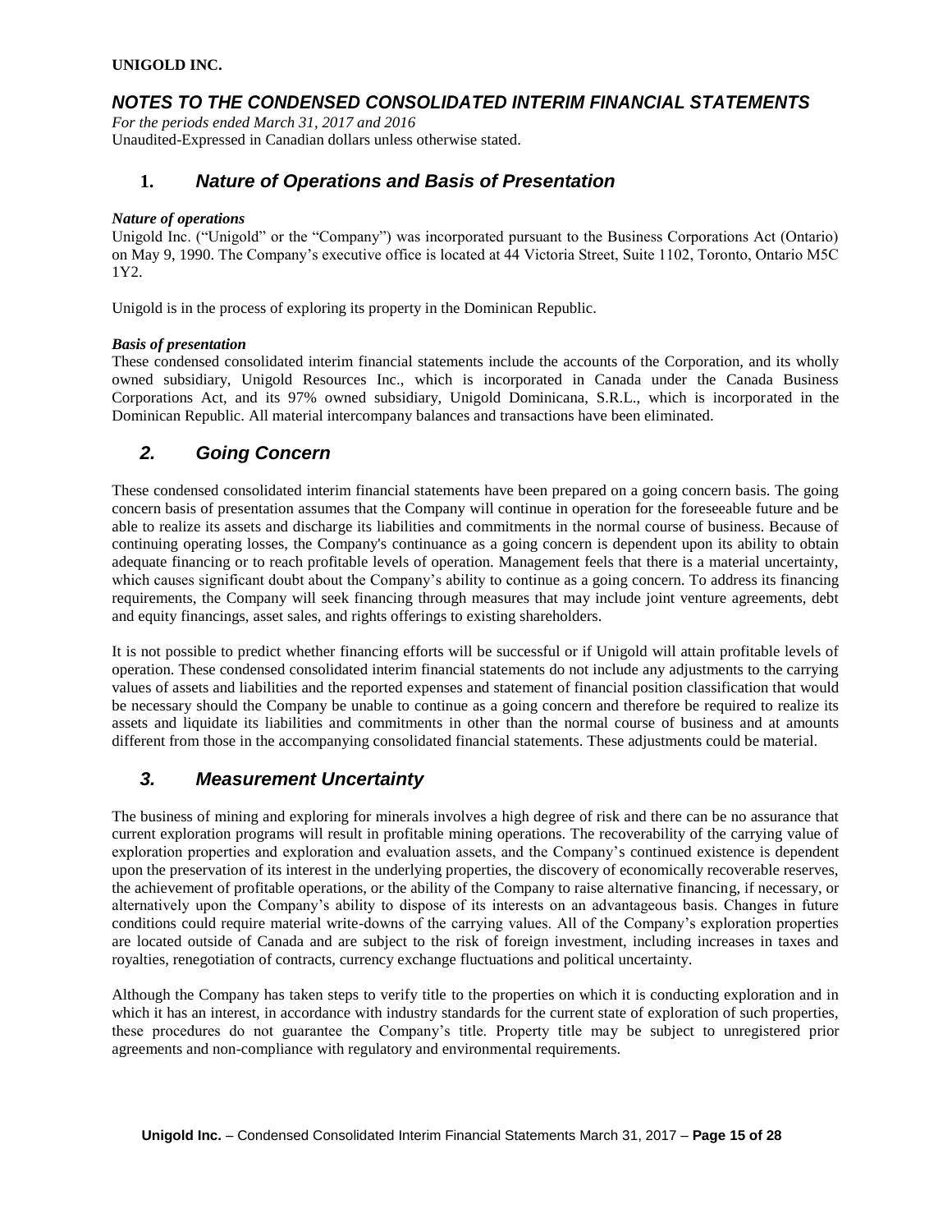**UNIGOLD INC.**

## *NOTES TO THE CONDENSED CONSOLIDATED INTERIM FINANCIAL STATEMENTS*

*For the periods ended March 31, 2017 and 2016*
Unaudited-Expressed in Canadian dollars unless otherwise stated.

### 1. *Nature of Operations and Basis of Presentation*

***Nature of operations***
Unigold Inc. ("Unigold" or the "Company") was incorporated pursuant to the Business Corporations Act (Ontario) on May 9, 1990. The Company's executive office is located at 44 Victoria Street, Suite 1102, Toronto, Ontario M5C 1Y2.

Unigold is in the process of exploring its property in the Dominican Republic.

***Basis of presentation***
These condensed consolidated interim financial statements include the accounts of the Corporation, and its wholly owned subsidiary, Unigold Resources Inc., which is incorporated in Canada under the Canada Business Corporations Act, and its 97% owned subsidiary, Unigold Dominicana, S.R.L., which is incorporated in the Dominican Republic. All material intercompany balances and transactions have been eliminated.

### *2. Going Concern*

These condensed consolidated interim financial statements have been prepared on a going concern basis. The going concern basis of presentation assumes that the Company will continue in operation for the foreseeable future and be able to realize its assets and discharge its liabilities and commitments in the normal course of business. Because of continuing operating losses, the Company's continuance as a going concern is dependent upon its ability to obtain adequate financing or to reach profitable levels of operation. Management feels that there is a material uncertainty, which causes significant doubt about the Company's ability to continue as a going concern. To address its financing requirements, the Company will seek financing through measures that may include joint venture agreements, debt and equity financings, asset sales, and rights offerings to existing shareholders.

It is not possible to predict whether financing efforts will be successful or if Unigold will attain profitable levels of operation. These condensed consolidated interim financial statements do not include any adjustments to the carrying values of assets and liabilities and the reported expenses and statement of financial position classification that would be necessary should the Company be unable to continue as a going concern and therefore be required to realize its assets and liquidate its liabilities and commitments in other than the normal course of business and at amounts different from those in the accompanying consolidated financial statements. These adjustments could be material.

### *3. Measurement Uncertainty*

The business of mining and exploring for minerals involves a high degree of risk and there can be no assurance that current exploration programs will result in profitable mining operations. The recoverability of the carrying value of exploration properties and exploration and evaluation assets, and the Company's continued existence is dependent upon the preservation of its interest in the underlying properties, the discovery of economically recoverable reserves, the achievement of profitable operations, or the ability of the Company to raise alternative financing, if necessary, or alternatively upon the Company's ability to dispose of its interests on an advantageous basis. Changes in future conditions could require material write-downs of the carrying values. All of the Company's exploration properties are located outside of Canada and are subject to the risk of foreign investment, including increases in taxes and royalties, renegotiation of contracts, currency exchange fluctuations and political uncertainty.

Although the Company has taken steps to verify title to the properties on which it is conducting exploration and in which it has an interest, in accordance with industry standards for the current state of exploration of such properties, these procedures do not guarantee the Company's title. Property title may be subject to unregistered prior agreements and non-compliance with regulatory and environmental requirements.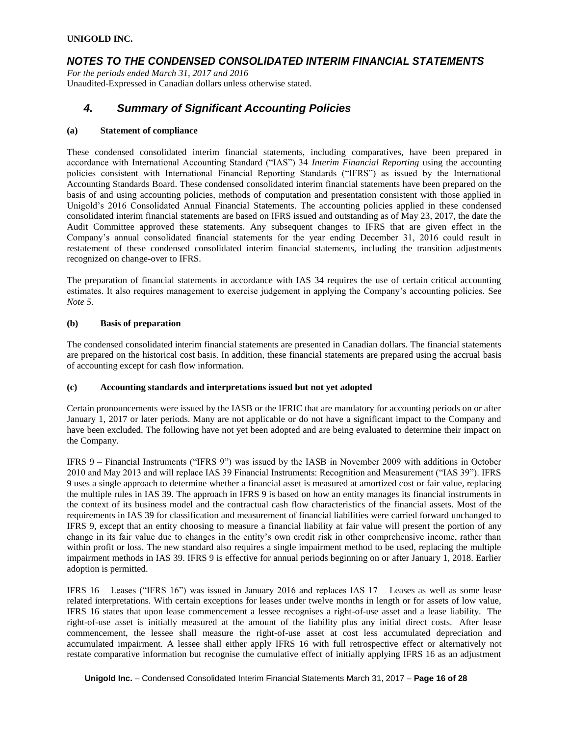## 4. Summary of Significant Accounting Policies

### (a) Statement of compliance

These condensed consolidated interim financial statements, including comparatives, have been prepared in accordance with International Accounting Standard ("IAS") 34 *Interim Financial Reporting* using the accounting policies consistent with International Financial Reporting Standards ("IFRS") as issued by the International Accounting Standards Board. These condensed consolidated interim financial statements have been prepared on the basis of and using accounting policies, methods of computation and presentation consistent with those applied in Unigold's 2016 Consolidated Annual Financial Statements. The accounting policies applied in these condensed consolidated interim financial statements are based on IFRS issued and outstanding as of May 23, 2017, the date the Audit Committee approved these statements. Any subsequent changes to IFRS that are given effect in the Company's annual consolidated financial statements for the year ending December 31, 2016 could result in restatement of these condensed consolidated interim financial statements, including the transition adjustments recognized on change-over to IFRS.

The preparation of financial statements in accordance with IAS 34 requires the use of certain critical accounting estimates. It also requires management to exercise judgement in applying the Company's accounting policies. See *Note 5*.

### (b) Basis of preparation

The condensed consolidated interim financial statements are presented in Canadian dollars. The financial statements are prepared on the historical cost basis. In addition, these financial statements are prepared using the accrual basis of accounting except for cash flow information.

### (c) Accounting standards and interpretations issued but not yet adopted

Certain pronouncements were issued by the IASB or the IFRIC that are mandatory for accounting periods on or after January 1, 2017 or later periods. Many are not applicable or do not have a significant impact to the Company and have been excluded. The following have not yet been adopted and are being evaluated to determine their impact on the Company.

IFRS 9 – Financial Instruments ("IFRS 9") was issued by the IASB in November 2009 with additions in October 2010 and May 2013 and will replace IAS 39 Financial Instruments: Recognition and Measurement ("IAS 39"). IFRS 9 uses a single approach to determine whether a financial asset is measured at amortized cost or fair value, replacing the multiple rules in IAS 39. The approach in IFRS 9 is based on how an entity manages its financial instruments in the context of its business model and the contractual cash flow characteristics of the financial assets. Most of the requirements in IAS 39 for classification and measurement of financial liabilities were carried forward unchanged to IFRS 9, except that an entity choosing to measure a financial liability at fair value will present the portion of any change in its fair value due to changes in the entity's own credit risk in other comprehensive income, rather than within profit or loss. The new standard also requires a single impairment method to be used, replacing the multiple impairment methods in IAS 39. IFRS 9 is effective for annual periods beginning on or after January 1, 2018. Earlier adoption is permitted.

IFRS 16 – Leases ("IFRS 16") was issued in January 2016 and replaces IAS 17 – Leases as well as some lease related interpretations. With certain exceptions for leases under twelve months in length or for assets of low value, IFRS 16 states that upon lease commencement a lessee recognises a right-of-use asset and a lease liability. The right-of-use asset is initially measured at the amount of the liability plus any initial direct costs. After lease commencement, the lessee shall measure the right-of-use asset at cost less accumulated depreciation and accumulated impairment. A lessee shall either apply IFRS 16 with full retrospective effect or alternatively not restate comparative information but recognise the cumulative effect of initially applying IFRS 16 as an adjustment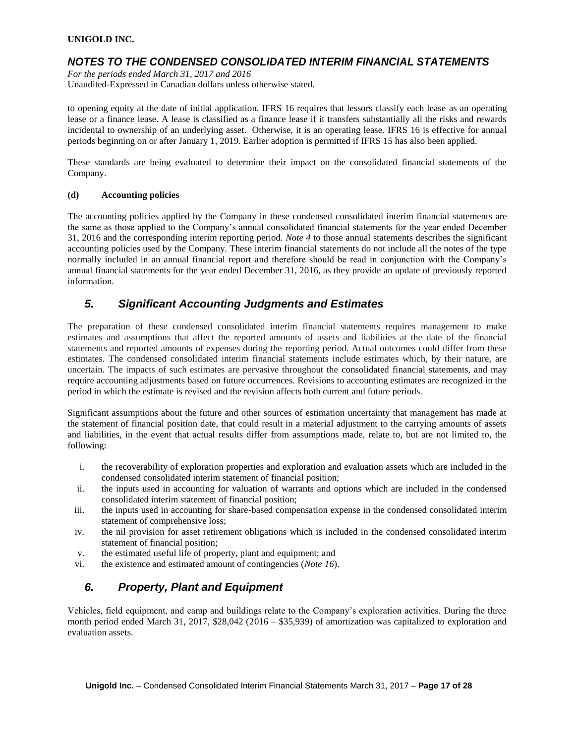to opening equity at the date of initial application. IFRS 16 requires that lessors classify each lease as an operating lease or a finance lease. A lease is classified as a finance lease if it transfers substantially all the risks and rewards incidental to ownership of an underlying asset. Otherwise, it is an operating lease. IFRS 16 is effective for annual periods beginning on or after January 1, 2019. Earlier adoption is permitted if IFRS 15 has also been applied.

These standards are being evaluated to determine their impact on the consolidated financial statements of the Company.

**(d) Accounting policies**

The accounting policies applied by the Company in these condensed consolidated interim financial statements are the same as those applied to the Company's annual consolidated financial statements for the year ended December 31, 2016 and the corresponding interim reporting period. *Note 4* to those annual statements describes the significant accounting policies used by the Company. These interim financial statements do not include all the notes of the type normally included in an annual financial report and therefore should be read in conjunction with the Company's annual financial statements for the year ended December 31, 2016, as they provide an update of previously reported information.

## *5. Significant Accounting Judgments and Estimates*

The preparation of these condensed consolidated interim financial statements requires management to make estimates and assumptions that affect the reported amounts of assets and liabilities at the date of the financial statements and reported amounts of expenses during the reporting period. Actual outcomes could differ from these estimates. The condensed consolidated interim financial statements include estimates which, by their nature, are uncertain. The impacts of such estimates are pervasive throughout the consolidated financial statements, and may require accounting adjustments based on future occurrences. Revisions to accounting estimates are recognized in the period in which the estimate is revised and the revision affects both current and future periods.

Significant assumptions about the future and other sources of estimation uncertainty that management has made at the statement of financial position date, that could result in a material adjustment to the carrying amounts of assets and liabilities, in the event that actual results differ from assumptions made, relate to, but are not limited to, the following:

i. the recoverability of exploration properties and exploration and evaluation assets which are included in the condensed consolidated interim statement of financial position;
ii. the inputs used in accounting for valuation of warrants and options which are included in the condensed consolidated interim statement of financial position;
iii. the inputs used in accounting for share-based compensation expense in the condensed consolidated interim statement of comprehensive loss;
iv. the nil provision for asset retirement obligations which is included in the condensed consolidated interim statement of financial position;
v. the estimated useful life of property, plant and equipment; and
vi. the existence and estimated amount of contingencies (*Note 16*).

## *6. Property, Plant and Equipment*

Vehicles, field equipment, and camp and buildings relate to the Company's exploration activities. During the three month period ended March 31, 2017, $28,042 (2016 – $35,939) of amortization was capitalized to exploration and evaluation assets.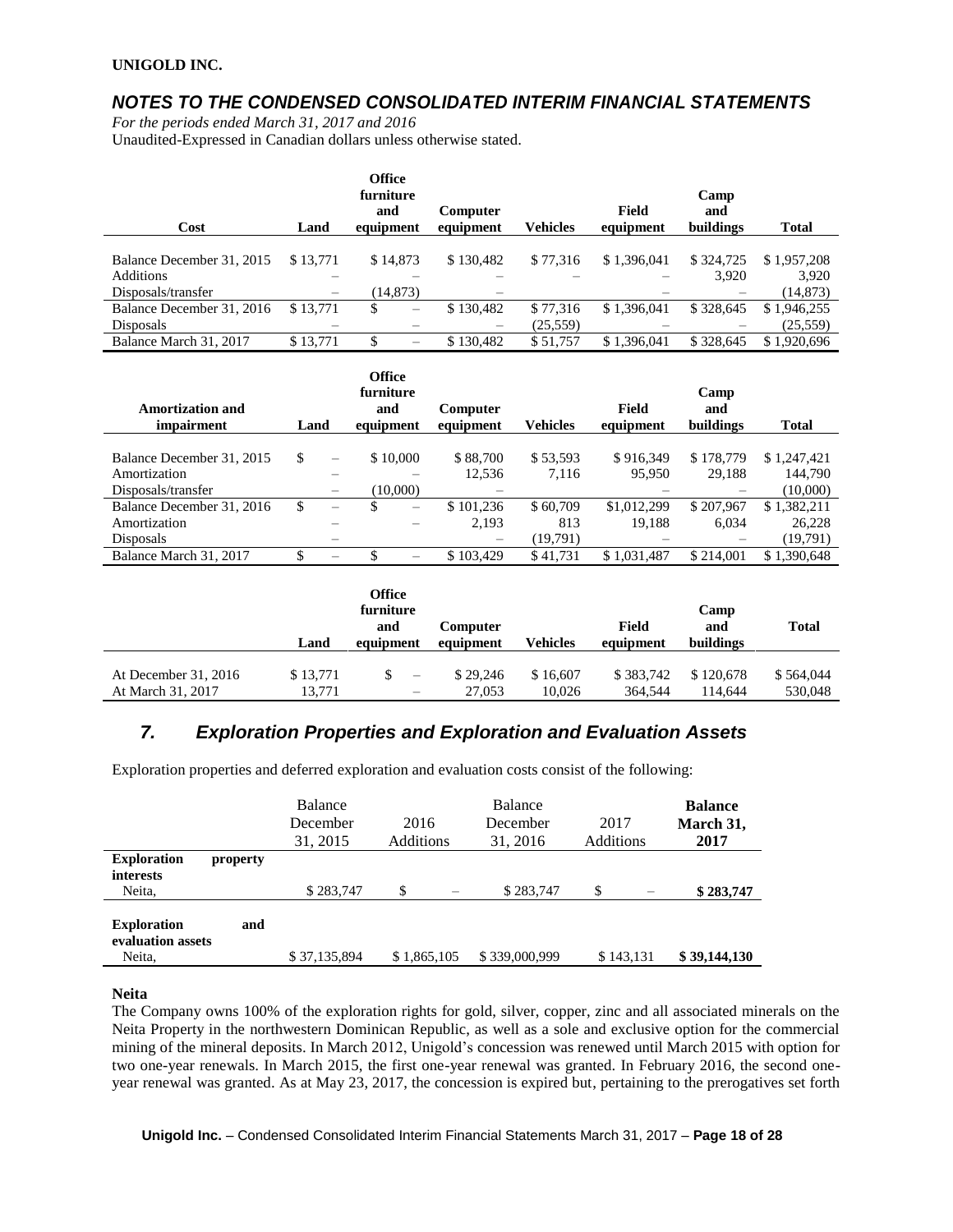**UNIGOLD INC.**

## *NOTES TO THE CONDENSED CONSOLIDATED INTERIM FINANCIAL STATEMENTS*

*For the periods ended March 31, 2017 and 2016*
Unaudited-Expressed in Canadian dollars unless otherwise stated.

| Cost | Land | Office furniture and equipment | Computer equipment | Vehicles | Field equipment | Camp and buildings | Total |
|---|---|---|---|---|---|---|---|
| Balance December 31, 2015 | $ 13,771 | $ 14,873 | $ 130,482 | $ 77,316 | $ 1,396,041 | $ 324,725 | $ 1,957,208 |
| Additions | – | – | – | – | – | 3,920 | 3,920 |
| Disposals/transfer | – | (14,873) | – | | – | – | (14,873) |
| Balance December 31, 2016 | $ 13,771 | $ – | $ 130,482 | $ 77,316 | $ 1,396,041 | $ 328,645 | $ 1,946,255 |
| Disposals | – | – | – | (25,559) | – | – | (25,559) |
| Balance March 31, 2017 | $ 13,771 | $ – | $ 130,482 | $ 51,757 | $ 1,396,041 | $ 328,645 | $ 1,920,696 |

| Amortization and impairment | Land | Office furniture and equipment | Computer equipment | Vehicles | Field equipment | Camp and buildings | Total |
|---|---|---|---|---|---|---|---|
| Balance December 31, 2015 | $ – | $ 10,000 | $ 88,700 | $ 53,593 | $ 916,349 | $ 178,779 | $ 1,247,421 |
| Amortization | – | – | 12,536 | 7,116 | 95,950 | 29,188 | 144,790 |
| Disposals/transfer | – | (10,000) | – | | – | – | (10,000) |
| Balance December 31, 2016 | $ – | $ – | $ 101,236 | $ 60,709 | $1,012,299 | $ 207,967 | $ 1,382,211 |
| Amortization | – | – | 2,193 | 813 | 19,188 | 6,034 | 26,228 |
| Disposals | – | | – | (19,791) | – | – | (19,791) |
| Balance March 31, 2017 | $ – | $ – | $ 103,429 | $ 41,731 | $ 1,031,487 | $ 214,001 | $ 1,390,648 |

| | Land | Office furniture and equipment | Computer equipment | Vehicles | Field equipment | Camp and buildings | Total |
|---|---|---|---|---|---|---|---|
| At December 31, 2016 | $ 13,771 | $ – | $ 29,246 | $ 16,607 | $ 383,742 | $ 120,678 | $ 564,044 |
| At March 31, 2017 | 13,771 | – | 27,053 | 10,026 | 364,544 | 114,644 | 530,048 |

## *7. Exploration Properties and Exploration and Evaluation Assets*

Exploration properties and deferred exploration and evaluation costs consist of the following:

| | Balance December 31, 2015 | 2016 Additions | Balance December 31, 2016 | 2017 Additions | **Balance March 31, 2017** |
|---|---|---|---|---|---|
| **Exploration property interests** | | | | | |
| Neita, | $ 283,747 | $ – | $ 283,747 | $ – | **$ 283,747** |
| **Exploration and evaluation assets** | | | | | |
| Neita, | $ 37,135,894 | $ 1,865,105 | $ 339,000,999 | $ 143,131 | **$ 39,144,130** |

**Neita**

The Company owns 100% of the exploration rights for gold, silver, copper, zinc and all associated minerals on the Neita Property in the northwestern Dominican Republic, as well as a sole and exclusive option for the commercial mining of the mineral deposits. In March 2012, Unigold's concession was renewed until March 2015 with option for two one-year renewals. In March 2015, the first one-year renewal was granted. In February 2016, the second one-year renewal was granted. As at May 23, 2017, the concession is expired but, pertaining to the prerogatives set forth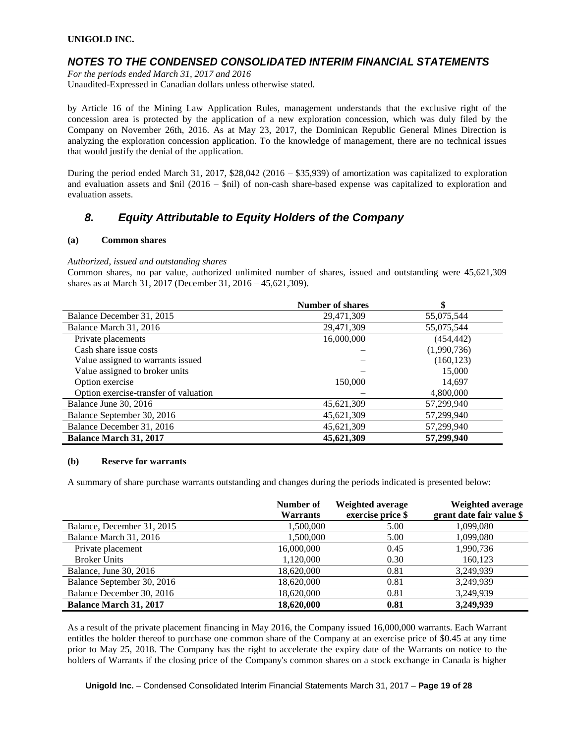by Article 16 of the Mining Law Application Rules, management understands that the exclusive right of the concession area is protected by the application of a new exploration concession, which was duly filed by the Company on November 26th, 2016. As at May 23, 2017, the Dominican Republic General Mines Direction is analyzing the exploration concession application. To the knowledge of management, there are no technical issues that would justify the denial of the application.

During the period ended March 31, 2017, $28,042 (2016 – $35,939) of amortization was capitalized to exploration and evaluation assets and $nil (2016 – $nil) of non-cash share-based expense was capitalized to exploration and evaluation assets.

## 8. Equity Attributable to Equity Holders of the Company

### (a) Common shares

*Authorized, issued and outstanding shares*

Common shares, no par value, authorized unlimited number of shares, issued and outstanding were 45,621,309 shares as at March 31, 2017 (December 31, 2016 – 45,621,309).

| | Number of shares | $ |
|---|---|---|
| Balance December 31, 2015 | 29,471,309 | 55,075,544 |
| Balance March 31, 2016 | 29,471,309 | 55,075,544 |
| Private placements | 16,000,000 | (454,442) |
| Cash share issue costs | – | (1,990,736) |
| Value assigned to warrants issued | – | (160,123) |
| Value assigned to broker units | – | 15,000 |
| Option exercise | 150,000 | 14,697 |
| Option exercise-transfer of valuation | – | 4,800,000 |
| Balance June 30, 2016 | 45,621,309 | 57,299,940 |
| Balance September 30, 2016 | 45,621,309 | 57,299,940 |
| Balance December 31, 2016 | 45,621,309 | 57,299,940 |
| **Balance March 31, 2017** | **45,621,309** | **57,299,940** |

### (b) Reserve for warrants

A summary of share purchase warrants outstanding and changes during the periods indicated is presented below:

| | Number of Warrants | Weighted average exercise price $ | Weighted average grant date fair value $ |
|---|---|---|---|
| Balance, December 31, 2015 | 1,500,000 | 5.00 | 1,099,080 |
| Balance March 31, 2016 | 1,500,000 | 5.00 | 1,099,080 |
| Private placement | 16,000,000 | 0.45 | 1,990,736 |
| Broker Units | 1,120,000 | 0.30 | 160,123 |
| Balance, June 30, 2016 | 18,620,000 | 0.81 | 3,249,939 |
| Balance September 30, 2016 | 18,620,000 | 0.81 | 3,249,939 |
| Balance December 30, 2016 | 18,620,000 | 0.81 | 3,249,939 |
| **Balance March 31, 2017** | **18,620,000** | **0.81** | **3,249,939** |

As a result of the private placement financing in May 2016, the Company issued 16,000,000 warrants. Each Warrant entitles the holder thereof to purchase one common share of the Company at an exercise price of $0.45 at any time prior to May 25, 2018. The Company has the right to accelerate the expiry date of the Warrants on notice to the holders of Warrants if the closing price of the Company's common shares on a stock exchange in Canada is higher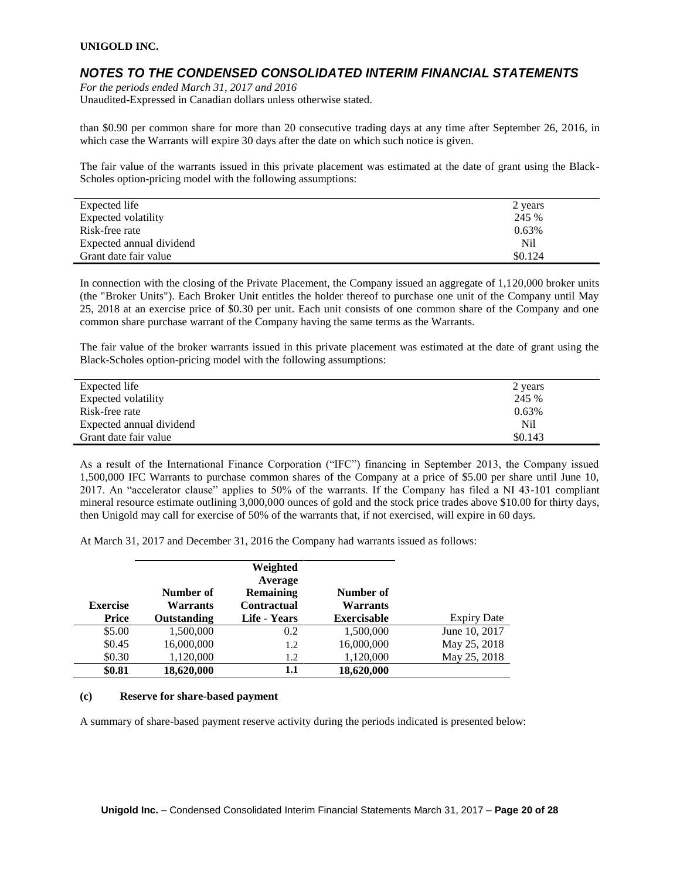than $0.90 per common share for more than 20 consecutive trading days at any time after September 26, 2016, in which case the Warrants will expire 30 days after the date on which such notice is given.

The fair value of the warrants issued in this private placement was estimated at the date of grant using the Black-Scholes option-pricing model with the following assumptions:

| | |
|---|---|
| Expected life | 2 years |
| Expected volatility | 245 % |
| Risk-free rate | 0.63% |
| Expected annual dividend | Nil |
| Grant date fair value | $0.124 |

In connection with the closing of the Private Placement, the Company issued an aggregate of 1,120,000 broker units (the "Broker Units"). Each Broker Unit entitles the holder thereof to purchase one unit of the Company until May 25, 2018 at an exercise price of $0.30 per unit. Each unit consists of one common share of the Company and one common share purchase warrant of the Company having the same terms as the Warrants.

The fair value of the broker warrants issued in this private placement was estimated at the date of grant using the Black-Scholes option-pricing model with the following assumptions:

| | |
|---|---|
| Expected life | 2 years |
| Expected volatility | 245 % |
| Risk-free rate | 0.63% |
| Expected annual dividend | Nil |
| Grant date fair value | $0.143 |

As a result of the International Finance Corporation ("IFC") financing in September 2013, the Company issued 1,500,000 IFC Warrants to purchase common shares of the Company at a price of $5.00 per share until June 10, 2017. An "accelerator clause" applies to 50% of the warrants. If the Company has filed a NI 43-101 compliant mineral resource estimate outlining 3,000,000 ounces of gold and the stock price trades above $10.00 for thirty days, then Unigold may call for exercise of 50% of the warrants that, if not exercised, will expire in 60 days.

At March 31, 2017 and December 31, 2016 the Company had warrants issued as follows:

| Exercise Price | Number of Warrants Outstanding | Weighted Average Remaining Contractual Life - Years | Number of Warrants Exercisable | Expiry Date |
|---|---|---|---|---|
| $5.00 | 1,500,000 | 0.2 | 1,500,000 | June 10, 2017 |
| $0.45 | 16,000,000 | 1.2 | 16,000,000 | May 25, 2018 |
| $0.30 | 1,120,000 | 1.2 | 1,120,000 | May 25, 2018 |
| **$0.81** | **18,620,000** | **1.1** | **18,620,000** | |

#### (c) Reserve for share-based payment

A summary of share-based payment reserve activity during the periods indicated is presented below: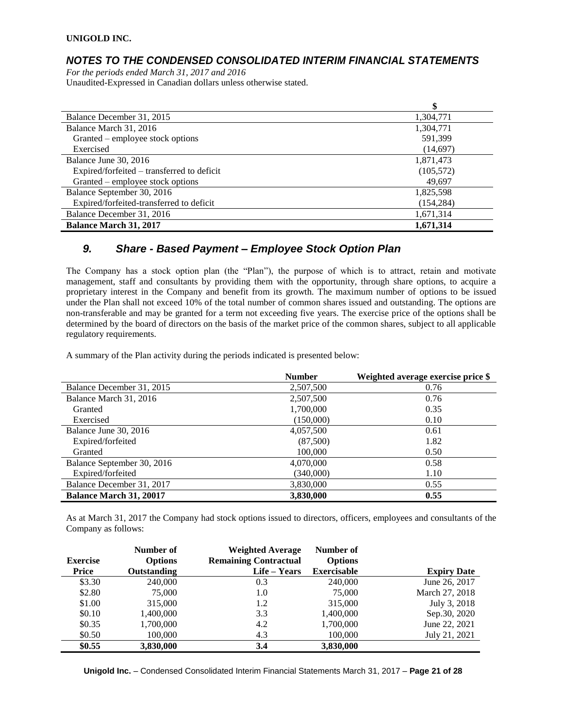**UNIGOLD INC.**

## *NOTES TO THE CONDENSED CONSOLIDATED INTERIM FINANCIAL STATEMENTS*

*For the periods ended March 31, 2017 and 2016*
Unaudited-Expressed in Canadian dollars unless otherwise stated.

| | $ |
|---|---|
| Balance December 31, 2015 | 1,304,771 |
| Balance March 31, 2016 | 1,304,771 |
| Granted – employee stock options | 591,399 |
| Exercised | (14,697) |
| Balance June 30, 2016 | 1,871,473 |
| Expired/forfeited – transferred to deficit | (105,572) |
| Granted – employee stock options | 49,697 |
| Balance September 30, 2016 | 1,825,598 |
| Expired/forfeited-transferred to deficit | (154,284) |
| Balance December 31, 2016 | 1,671,314 |
| **Balance March 31, 2017** | **1,671,314** |

## *9. Share - Based Payment – Employee Stock Option Plan*

The Company has a stock option plan (the "Plan"), the purpose of which is to attract, retain and motivate management, staff and consultants by providing them with the opportunity, through share options, to acquire a proprietary interest in the Company and benefit from its growth. The maximum number of options to be issued under the Plan shall not exceed 10% of the total number of common shares issued and outstanding. The options are non-transferable and may be granted for a term not exceeding five years. The exercise price of the options shall be determined by the board of directors on the basis of the market price of the common shares, subject to all applicable regulatory requirements.

A summary of the Plan activity during the periods indicated is presented below:

| | Number | Weighted average exercise price $ |
|---|---|---|
| Balance December 31, 2015 | 2,507,500 | 0.76 |
| Balance March 31, 2016 | 2,507,500 | 0.76 |
| Granted | 1,700,000 | 0.35 |
| Exercised | (150,000) | 0.10 |
| Balance June 30, 2016 | 4,057,500 | 0.61 |
| Expired/forfeited | (87,500) | 1.82 |
| Granted | 100,000 | 0.50 |
| Balance September 30, 2016 | 4,070,000 | 0.58 |
| Expired/forfeited | (340,000) | 1.10 |
| Balance December 31, 2017 | 3,830,000 | 0.55 |
| **Balance March 31, 20017** | **3,830,000** | **0.55** |

As at March 31, 2017 the Company had stock options issued to directors, officers, employees and consultants of the Company as follows:

| Exercise Price | Number of Options Outstanding | Weighted Average Remaining Contractual Life – Years | Number of Options Exercisable | Expiry Date |
|---|---|---|---|---|
| $3.30 | 240,000 | 0.3 | 240,000 | June 26, 2017 |
| $2.80 | 75,000 | 1.0 | 75,000 | March 27, 2018 |
| $1.00 | 315,000 | 1.2 | 315,000 | July 3, 2018 |
| $0.10 | 1,400,000 | 3.3 | 1,400,000 | Sep.30, 2020 |
| $0.35 | 1,700,000 | 4.2 | 1,700,000 | June 22, 2021 |
| $0.50 | 100,000 | 4.3 | 100,000 | July 21, 2021 |
| **$0.55** | **3,830,000** | **3.4** | **3,830,000** | |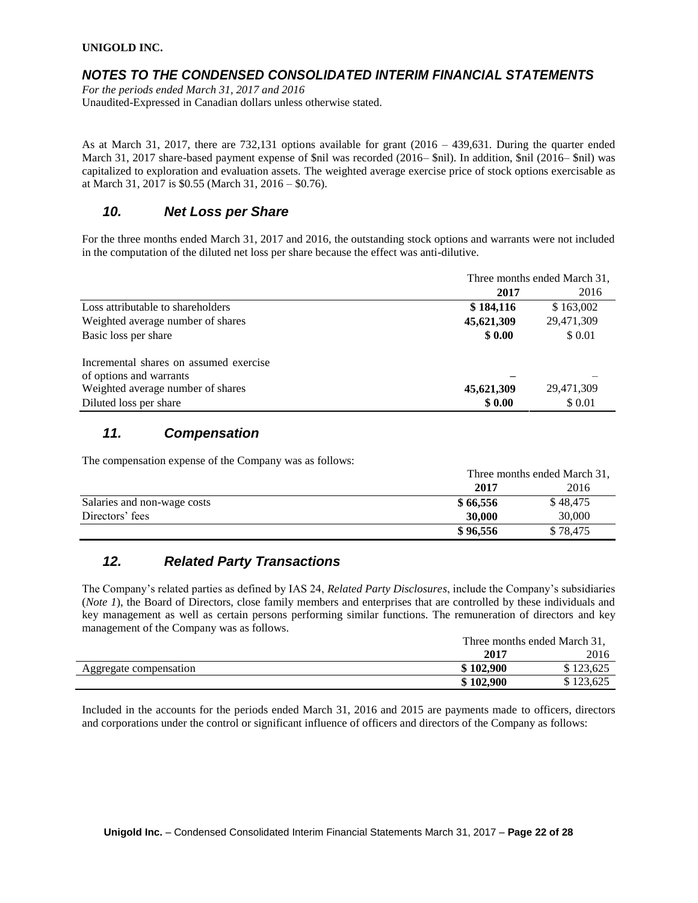As at March 31, 2017, there are 732,131 options available for grant (2016 – 439,631. During the quarter ended March 31, 2017 share-based payment expense of $nil was recorded (2016– $nil). In addition, $nil (2016– $nil) was capitalized to exploration and evaluation assets. The weighted average exercise price of stock options exercisable as at March 31, 2017 is $0.55 (March 31, 2016 – $0.76).

## *10. Net Loss per Share*

For the three months ended March 31, 2017 and 2016, the outstanding stock options and warrants were not included in the computation of the diluted net loss per share because the effect was anti-dilutive.

| | Three months ended March 31, | |
|---|---|---|
| | **2017** | 2016 |
| Loss attributable to shareholders | **$ 184,116** | $ 163,002 |
| Weighted average number of shares | **45,621,309** | 29,471,309 |
| Basic loss per share | **$ 0.00** | $ 0.01 |
| Incremental shares on assumed exercise of options and warrants | **–** | – |
| Weighted average number of shares | **45,621,309** | 29,471,309 |
| Diluted loss per share | **$ 0.00** | $ 0.01 |

## *11. Compensation*

The compensation expense of the Company was as follows:

| | Three months ended March 31, | |
|---|---|---|
| | **2017** | 2016 |
| Salaries and non-wage costs | **$ 66,556** | $ 48,475 |
| Directors' fees | **30,000** | 30,000 |
| | **$ 96,556** | $ 78,475 |

## *12. Related Party Transactions*

The Company's related parties as defined by IAS 24, *Related Party Disclosures*, include the Company's subsidiaries (*Note 1*), the Board of Directors, close family members and enterprises that are controlled by these individuals and key management as well as certain persons performing similar functions. The remuneration of directors and key management of the Company was as follows.

| | Three months ended March 31, | |
|---|---|---|
| | **2017** | 2016 |
| Aggregate compensation | **$ 102,900** | $ 123,625 |
| | **$ 102,900** | $ 123,625 |

Included in the accounts for the periods ended March 31, 2016 and 2015 are payments made to officers, directors and corporations under the control or significant influence of officers and directors of the Company as follows: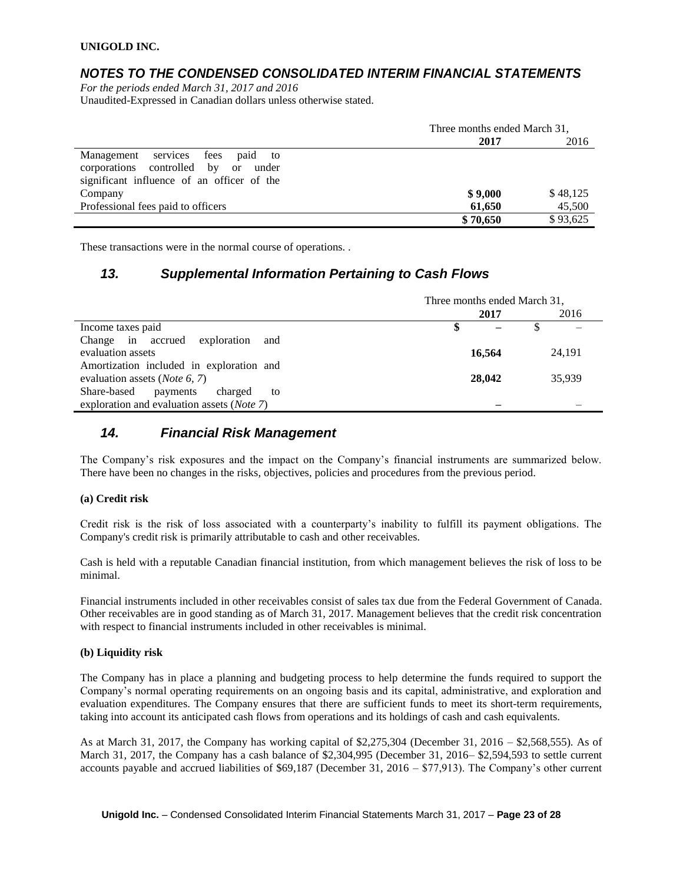|  | Three months ended March 31, |  |
| --- | --- | --- |
|  | **2017** | 2016 |
| Management services fees paid to corporations controlled by or under significant influence of an officer of the Company | **$ 9,000** | $ 48,125 |
| Professional fees paid to officers | **61,650** | 45,500 |
|  | **$ 70,650** | $ 93,625 |

These transactions were in the normal course of operations. .

## *13. Supplemental Information Pertaining to Cash Flows*

|  | Three months ended March 31, |  |
| --- | --- | --- |
|  | **2017** | 2016 |
| Income taxes paid | **$ –** | $ – |
| Change in accrued exploration and evaluation assets | **16,564** | 24,191 |
| Amortization included in exploration and evaluation assets (*Note 6, 7*) | **28,042** | 35,939 |
| Share-based payments charged to exploration and evaluation assets (*Note 7*) | **–** | – |

## *14. Financial Risk Management*

The Company's risk exposures and the impact on the Company's financial instruments are summarized below. There have been no changes in the risks, objectives, policies and procedures from the previous period.

**(a) Credit risk**

Credit risk is the risk of loss associated with a counterparty's inability to fulfill its payment obligations. The Company's credit risk is primarily attributable to cash and other receivables.

Cash is held with a reputable Canadian financial institution, from which management believes the risk of loss to be minimal.

Financial instruments included in other receivables consist of sales tax due from the Federal Government of Canada. Other receivables are in good standing as of March 31, 2017. Management believes that the credit risk concentration with respect to financial instruments included in other receivables is minimal.

**(b) Liquidity risk**

The Company has in place a planning and budgeting process to help determine the funds required to support the Company's normal operating requirements on an ongoing basis and its capital, administrative, and exploration and evaluation expenditures. The Company ensures that there are sufficient funds to meet its short-term requirements, taking into account its anticipated cash flows from operations and its holdings of cash and cash equivalents.

As at March 31, 2017, the Company has working capital of $2,275,304 (December 31, 2016 – $2,568,555). As of March 31, 2017, the Company has a cash balance of $2,304,995 (December 31, 2016– $2,594,593 to settle current accounts payable and accrued liabilities of $69,187 (December 31, 2016 – $77,913). The Company's other current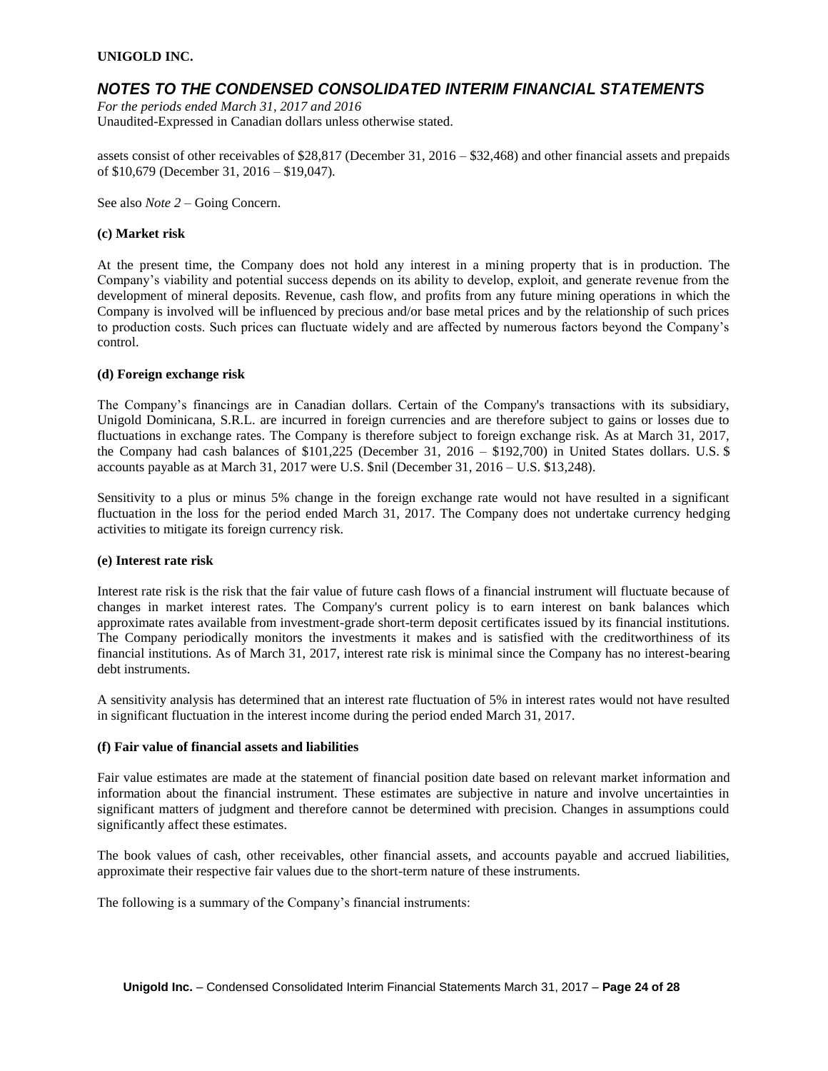assets consist of other receivables of $28,817 (December 31, 2016 – $32,468) and other financial assets and prepaids of $10,679 (December 31, 2016 – $19,047).

See also *Note 2* – Going Concern.

**(c) Market risk**

At the present time, the Company does not hold any interest in a mining property that is in production. The Company's viability and potential success depends on its ability to develop, exploit, and generate revenue from the development of mineral deposits. Revenue, cash flow, and profits from any future mining operations in which the Company is involved will be influenced by precious and/or base metal prices and by the relationship of such prices to production costs. Such prices can fluctuate widely and are affected by numerous factors beyond the Company's control.

**(d) Foreign exchange risk**

The Company's financings are in Canadian dollars. Certain of the Company's transactions with its subsidiary, Unigold Dominicana, S.R.L. are incurred in foreign currencies and are therefore subject to gains or losses due to fluctuations in exchange rates. The Company is therefore subject to foreign exchange risk. As at March 31, 2017, the Company had cash balances of $101,225 (December 31, 2016 – $192,700) in United States dollars. U.S. $ accounts payable as at March 31, 2017 were U.S. $nil (December 31, 2016 – U.S. $13,248).

Sensitivity to a plus or minus 5% change in the foreign exchange rate would not have resulted in a significant fluctuation in the loss for the period ended March 31, 2017. The Company does not undertake currency hedging activities to mitigate its foreign currency risk.

**(e) Interest rate risk**

Interest rate risk is the risk that the fair value of future cash flows of a financial instrument will fluctuate because of changes in market interest rates. The Company's current policy is to earn interest on bank balances which approximate rates available from investment-grade short-term deposit certificates issued by its financial institutions. The Company periodically monitors the investments it makes and is satisfied with the creditworthiness of its financial institutions. As of March 31, 2017, interest rate risk is minimal since the Company has no interest-bearing debt instruments.

A sensitivity analysis has determined that an interest rate fluctuation of 5% in interest rates would not have resulted in significant fluctuation in the interest income during the period ended March 31, 2017.

**(f) Fair value of financial assets and liabilities**

Fair value estimates are made at the statement of financial position date based on relevant market information and information about the financial instrument. These estimates are subjective in nature and involve uncertainties in significant matters of judgment and therefore cannot be determined with precision. Changes in assumptions could significantly affect these estimates.

The book values of cash, other receivables, other financial assets, and accounts payable and accrued liabilities, approximate their respective fair values due to the short-term nature of these instruments.

The following is a summary of the Company's financial instruments: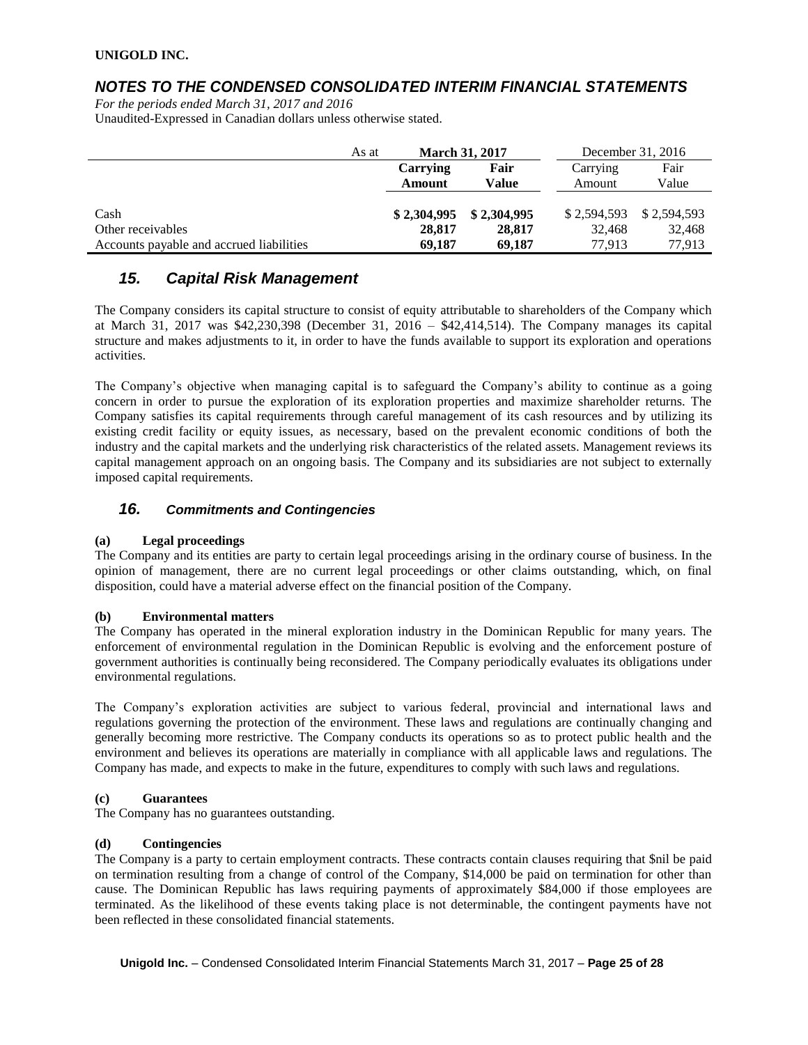| As at | March 31, 2017 | | December 31, 2016 | |
|---|---|---|---|---|
| | **Carrying Amount** | **Fair Value** | Carrying Amount | Fair Value |
| Cash | **$ 2,304,995** | **$ 2,304,995** | $ 2,594,593 | $ 2,594,593 |
| Other receivables | **28,817** | **28,817** | 32,468 | 32,468 |
| Accounts payable and accrued liabilities | **69,187** | **69,187** | 77,913 | 77,913 |

## *15. Capital Risk Management*

The Company considers its capital structure to consist of equity attributable to shareholders of the Company which at March 31, 2017 was $42,230,398 (December 31, 2016 – $42,414,514). The Company manages its capital structure and makes adjustments to it, in order to have the funds available to support its exploration and operations activities.

The Company's objective when managing capital is to safeguard the Company's ability to continue as a going concern in order to pursue the exploration of its exploration properties and maximize shareholder returns. The Company satisfies its capital requirements through careful management of its cash resources and by utilizing its existing credit facility or equity issues, as necessary, based on the prevalent economic conditions of both the industry and the capital markets and the underlying risk characteristics of the related assets. Management reviews its capital management approach on an ongoing basis. The Company and its subsidiaries are not subject to externally imposed capital requirements.

## *16. Commitments and Contingencies*

**(a) Legal proceedings**

The Company and its entities are party to certain legal proceedings arising in the ordinary course of business. In the opinion of management, there are no current legal proceedings or other claims outstanding, which, on final disposition, could have a material adverse effect on the financial position of the Company.

**(b) Environmental matters**

The Company has operated in the mineral exploration industry in the Dominican Republic for many years. The enforcement of environmental regulation in the Dominican Republic is evolving and the enforcement posture of government authorities is continually being reconsidered. The Company periodically evaluates its obligations under environmental regulations.

The Company's exploration activities are subject to various federal, provincial and international laws and regulations governing the protection of the environment. These laws and regulations are continually changing and generally becoming more restrictive. The Company conducts its operations so as to protect public health and the environment and believes its operations are materially in compliance with all applicable laws and regulations. The Company has made, and expects to make in the future, expenditures to comply with such laws and regulations.

**(c) Guarantees**

The Company has no guarantees outstanding.

**(d) Contingencies**

The Company is a party to certain employment contracts. These contracts contain clauses requiring that $nil be paid on termination resulting from a change of control of the Company, $14,000 be paid on termination for other than cause. The Dominican Republic has laws requiring payments of approximately $84,000 if those employees are terminated. As the likelihood of these events taking place is not determinable, the contingent payments have not been reflected in these consolidated financial statements.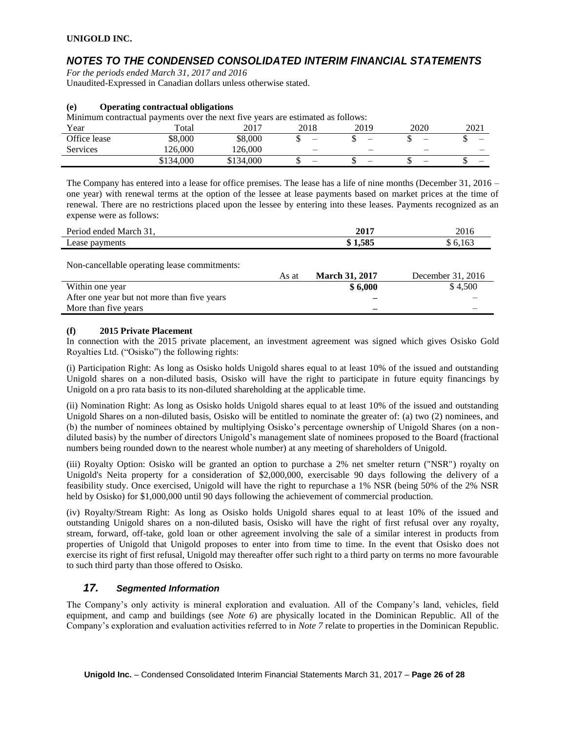**UNIGOLD INC.**

# *NOTES TO THE CONDENSED CONSOLIDATED INTERIM FINANCIAL STATEMENTS*

*For the periods ended March 31, 2017 and 2016*
Unaudited-Expressed in Canadian dollars unless otherwise stated.

### (e) Operating contractual obligations

Minimum contractual payments over the next five years are estimated as follows:

| Year | Total | 2017 | 2018 | 2019 | 2020 | 2021 |
|---|---|---|---|---|---|---|
| Office lease | $8,000 | $8,000 | $ – | $ – | $ – | $ – |
| Services | 126,000 | 126,000 | – | – | – | – |
| | $134,000 | $134,000 | $ – | $ – | $ – | $ – |

The Company has entered into a lease for office premises. The lease has a life of nine months (December 31, 2016 – one year) with renewal terms at the option of the lessee at lease payments based on market prices at the time of renewal. There are no restrictions placed upon the lessee by entering into these leases. Payments recognized as an expense were as follows:

| Period ended March 31, | **2017** | 2016 |
|---|---|---|
| Lease payments | **$ 1,585** | $ 6,163 |

Non-cancellable operating lease commitments:

| As at | **March 31, 2017** | December 31, 2016 |
|---|---|---|
| Within one year | **$ 6,000** | $ 4,500 |
| After one year but not more than five years | **–** | – |
| More than five years | **–** | – |

### (f) 2015 Private Placement

In connection with the 2015 private placement, an investment agreement was signed which gives Osisko Gold Royalties Ltd. ("Osisko") the following rights:

(i) Participation Right: As long as Osisko holds Unigold shares equal to at least 10% of the issued and outstanding Unigold shares on a non-diluted basis, Osisko will have the right to participate in future equity financings by Unigold on a pro rata basis to its non-diluted shareholding at the applicable time.

(ii) Nomination Right: As long as Osisko holds Unigold shares equal to at least 10% of the issued and outstanding Unigold Shares on a non-diluted basis, Osisko will be entitled to nominate the greater of: (a) two (2) nominees, and (b) the number of nominees obtained by multiplying Osisko's percentage ownership of Unigold Shares (on a non-diluted basis) by the number of directors Unigold's management slate of nominees proposed to the Board (fractional numbers being rounded down to the nearest whole number) at any meeting of shareholders of Unigold.

(iii) Royalty Option: Osisko will be granted an option to purchase a 2% net smelter return ("NSR") royalty on Unigold's Neita property for a consideration of $2,000,000, exercisable 90 days following the delivery of a feasibility study. Once exercised, Unigold will have the right to repurchase a 1% NSR (being 50% of the 2% NSR held by Osisko) for $1,000,000 until 90 days following the achievement of commercial production.

(iv) Royalty/Stream Right: As long as Osisko holds Unigold shares equal to at least 10% of the issued and outstanding Unigold shares on a non-diluted basis, Osisko will have the right of first refusal over any royalty, stream, forward, off-take, gold loan or other agreement involving the sale of a similar interest in products from properties of Unigold that Unigold proposes to enter into from time to time. In the event that Osisko does not exercise its right of first refusal, Unigold may thereafter offer such right to a third party on terms no more favourable to such third party than those offered to Osisko.

## *17. Segmented Information*

The Company's only activity is mineral exploration and evaluation. All of the Company's land, vehicles, field equipment, and camp and buildings (see *Note 6*) are physically located in the Dominican Republic. All of the Company's exploration and evaluation activities referred to in *Note 7* relate to properties in the Dominican Republic.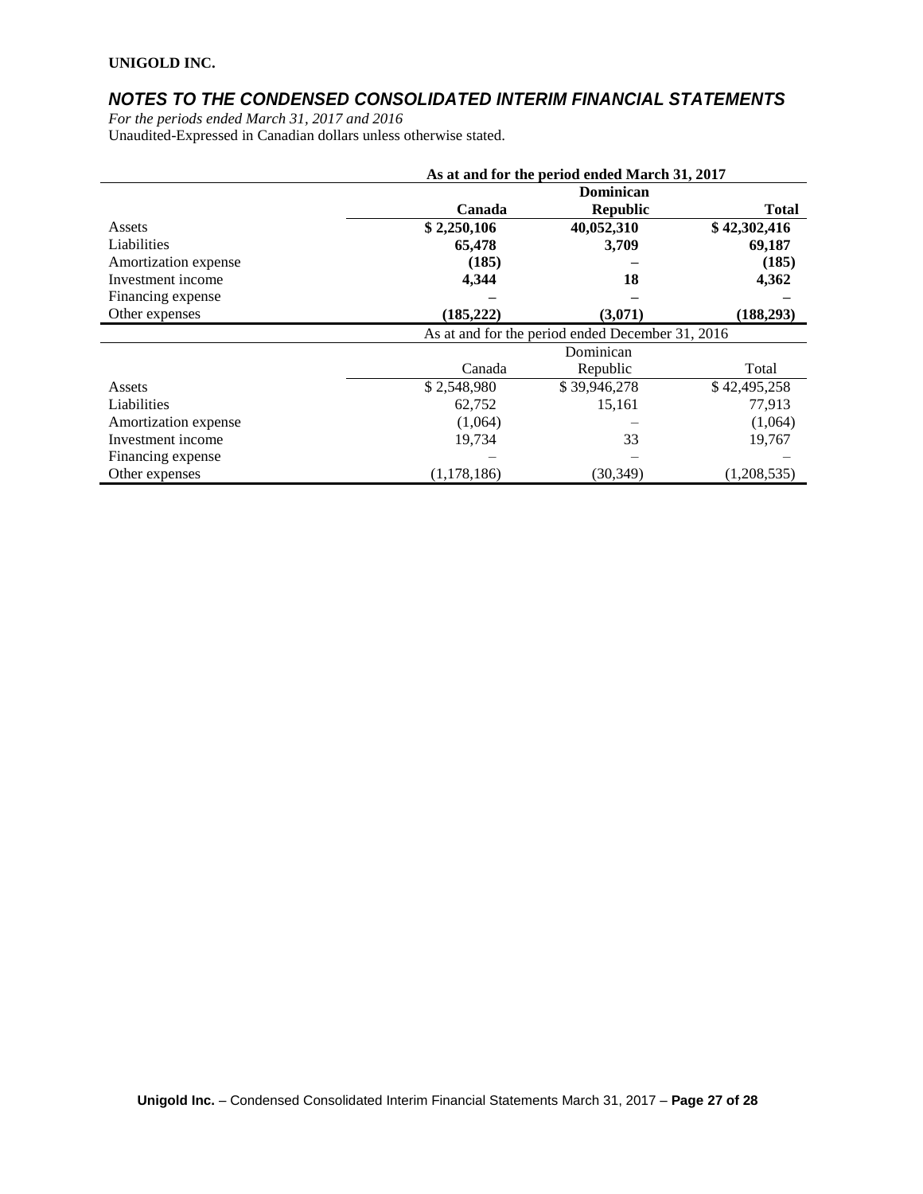**UNIGOLD INC.**

## *NOTES TO THE CONDENSED CONSOLIDATED INTERIM FINANCIAL STATEMENTS*

*For the periods ended March 31, 2017 and 2016*
Unaudited-Expressed in Canadian dollars unless otherwise stated.

| | **As at and for the period ended March 31, 2017** | | |
|---|---|---|---|
| | **Canada** | **Dominican Republic** | **Total** |
| Assets | **$ 2,250,106** | **40,052,310** | **$ 42,302,416** |
| Liabilities | **65,478** | **3,709** | **69,187** |
| Amortization expense | **(185)** | **–** | **(185)** |
| Investment income | **4,344** | **18** | **4,362** |
| Financing expense | **–** | **–** | **–** |
| Other expenses | **(185,222)** | **(3,071)** | **(188,293)** |

| | As at and for the period ended December 31, 2016 | | |
|---|---|---|---|
| | Canada | Dominican Republic | Total |
| Assets | $ 2,548,980 | $ 39,946,278 | $ 42,495,258 |
| Liabilities | 62,752 | 15,161 | 77,913 |
| Amortization expense | (1,064) | – | (1,064) |
| Investment income | 19,734 | 33 | 19,767 |
| Financing expense | – | – | – |
| Other expenses | (1,178,186) | (30,349) | (1,208,535) |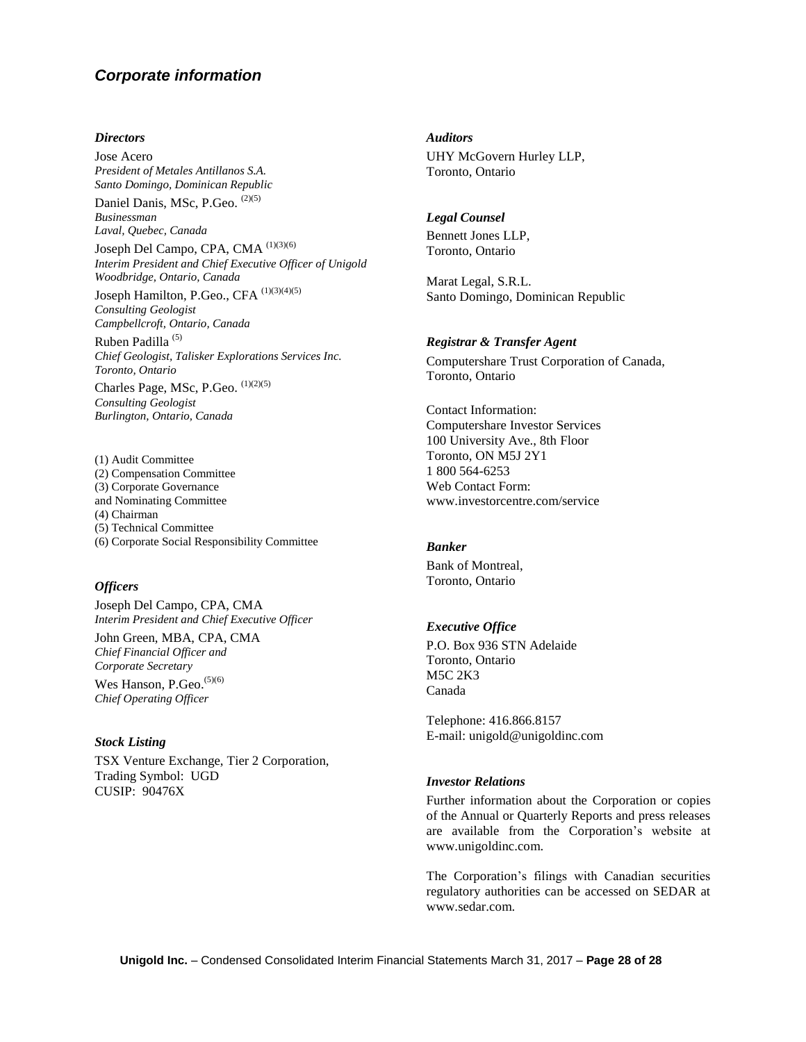# *Corporate information*

### *Directors*

Jose Acero
*President of Metales Antillanos S.A.*
*Santo Domingo, Dominican Republic*

Daniel Danis, MSc, P.Geo. (2)(5)
*Businessman*
*Laval, Quebec, Canada*

Joseph Del Campo, CPA, CMA (1)(3)(6)
*Interim President and Chief Executive Officer of Unigold*
*Woodbridge, Ontario, Canada*

Joseph Hamilton, P.Geo., CFA (1)(3)(4)(5)
*Consulting Geologist*
*Campbellcroft, Ontario, Canada*

Ruben Padilla (5)
*Chief Geologist, Talisker Explorations Services Inc.*
*Toronto, Ontario*

Charles Page, MSc, P.Geo. (1)(2)(5)
*Consulting Geologist*
*Burlington, Ontario, Canada*

(1) Audit Committee
(2) Compensation Committee
(3) Corporate Governance and Nominating Committee
(4) Chairman
(5) Technical Committee
(6) Corporate Social Responsibility Committee

### *Officers*

Joseph Del Campo, CPA, CMA
*Interim President and Chief Executive Officer*

John Green, MBA, CPA, CMA
*Chief Financial Officer and Corporate Secretary*

Wes Hanson, P.Geo.(5)(6)
*Chief Operating Officer*

### *Stock Listing*

TSX Venture Exchange, Tier 2 Corporation,
Trading Symbol: UGD
CUSIP: 90476X

### *Auditors*

UHY McGovern Hurley LLP,
Toronto, Ontario

### *Legal Counsel*

Bennett Jones LLP,
Toronto, Ontario

Marat Legal, S.R.L.
Santo Domingo, Dominican Republic

### *Registrar & Transfer Agent*

Computershare Trust Corporation of Canada,
Toronto, Ontario

Contact Information:
Computershare Investor Services
100 University Ave., 8th Floor
Toronto, ON M5J 2Y1
1 800 564-6253
Web Contact Form:
www.investorcentre.com/service

### *Banker*

Bank of Montreal,
Toronto, Ontario

### *Executive Office*

P.O. Box 936 STN Adelaide
Toronto, Ontario
M5C 2K3
Canada

Telephone: 416.866.8157
E-mail: unigold@unigoldinc.com

### *Investor Relations*

Further information about the Corporation or copies of the Annual or Quarterly Reports and press releases are available from the Corporation's website at www.unigoldinc.com.

The Corporation's filings with Canadian securities regulatory authorities can be accessed on SEDAR at www.sedar.com.